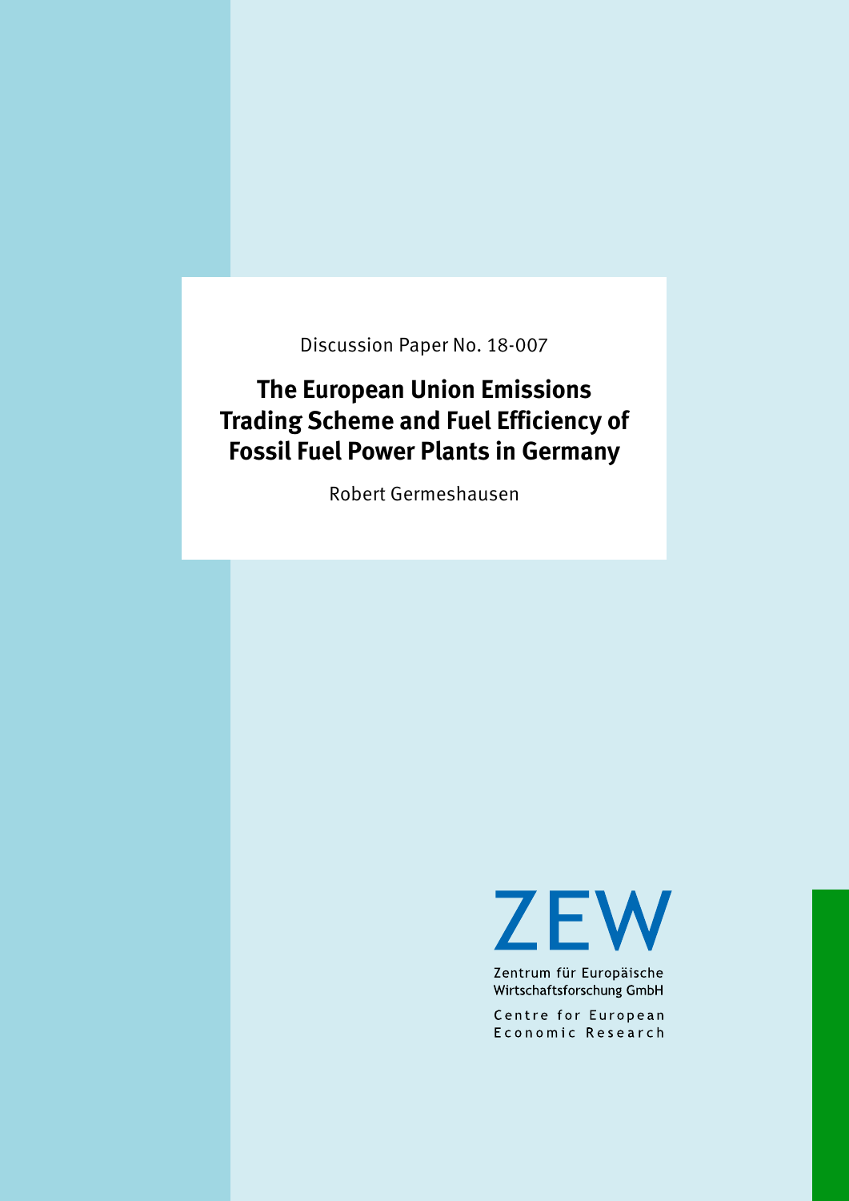Discussion Paper No. 18-007

# The European Union Emissions Trading Scheme and Fuel Efficiency of Fossil Fuel Power Plants in Germany

Robert Germeshausen

ZEW

Zentrum für Europäische Wirtschaftsforschung GmbH

Centre for European Economic Research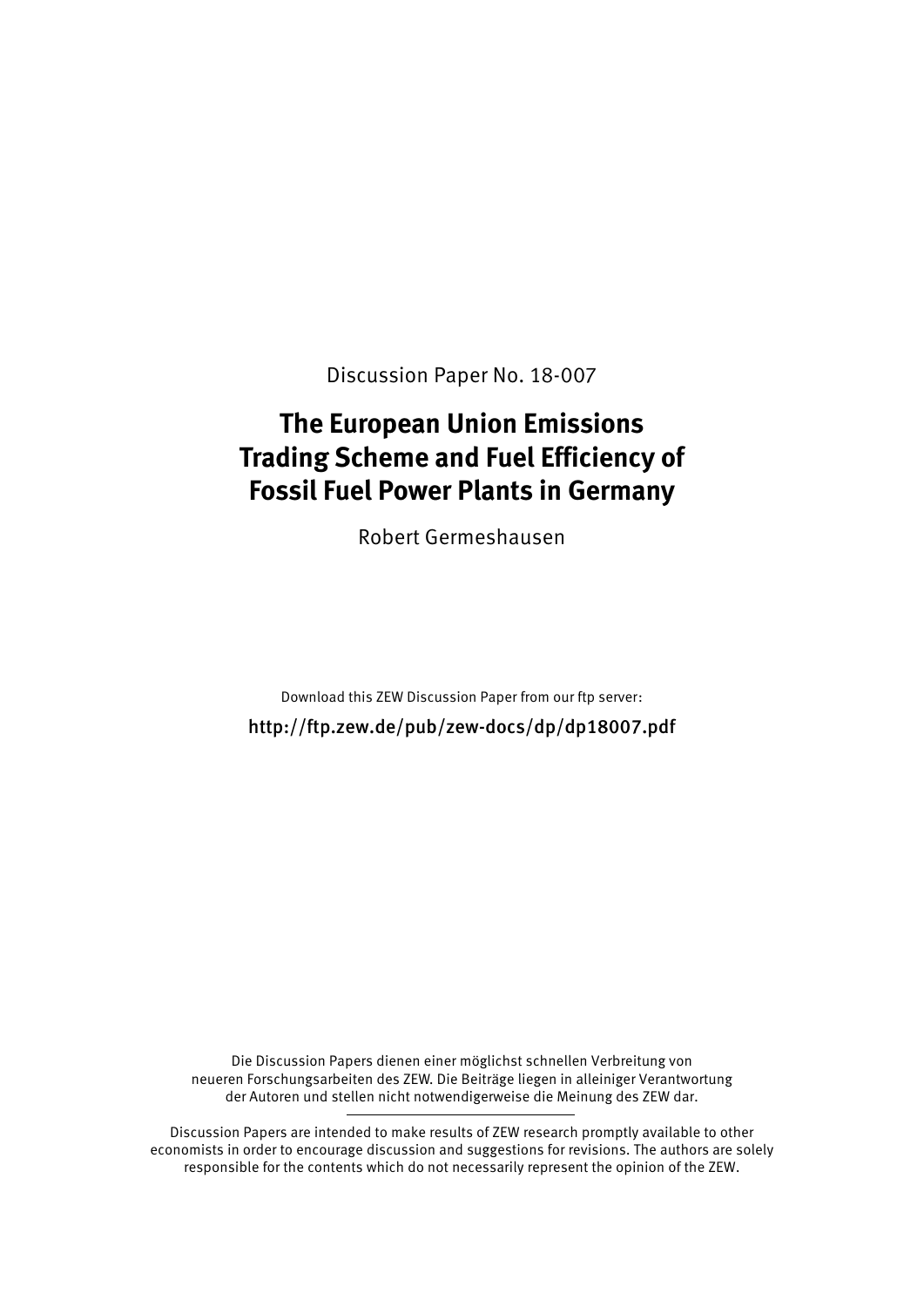Discussion Paper No. 18-007

# The European Union Emissions Trading Scheme and Fuel Efficiency of Fossil Fuel Power Plants in Germany

Robert Germeshausen

Download this ZEW Discussion Paper from our ftp server:

http://ftp.zew.de/pub/zew-docs/dp/dp18007.pdf

Die Discussion Papers dienen einer möglichst schnellen Verbreitung von neueren Forschungsarbeiten des ZEW. Die Beiträge liegen in alleiniger Verantwortung der Autoren und stellen nicht notwendigerweise die Meinung des ZEW dar.

---

Discussion Papers are intended to make results of ZEW research promptly available to other economists in order to encourage discussion and suggestions for revisions. The authors are solely responsible for the contents which do not necessarily represent the opinion of the ZEW.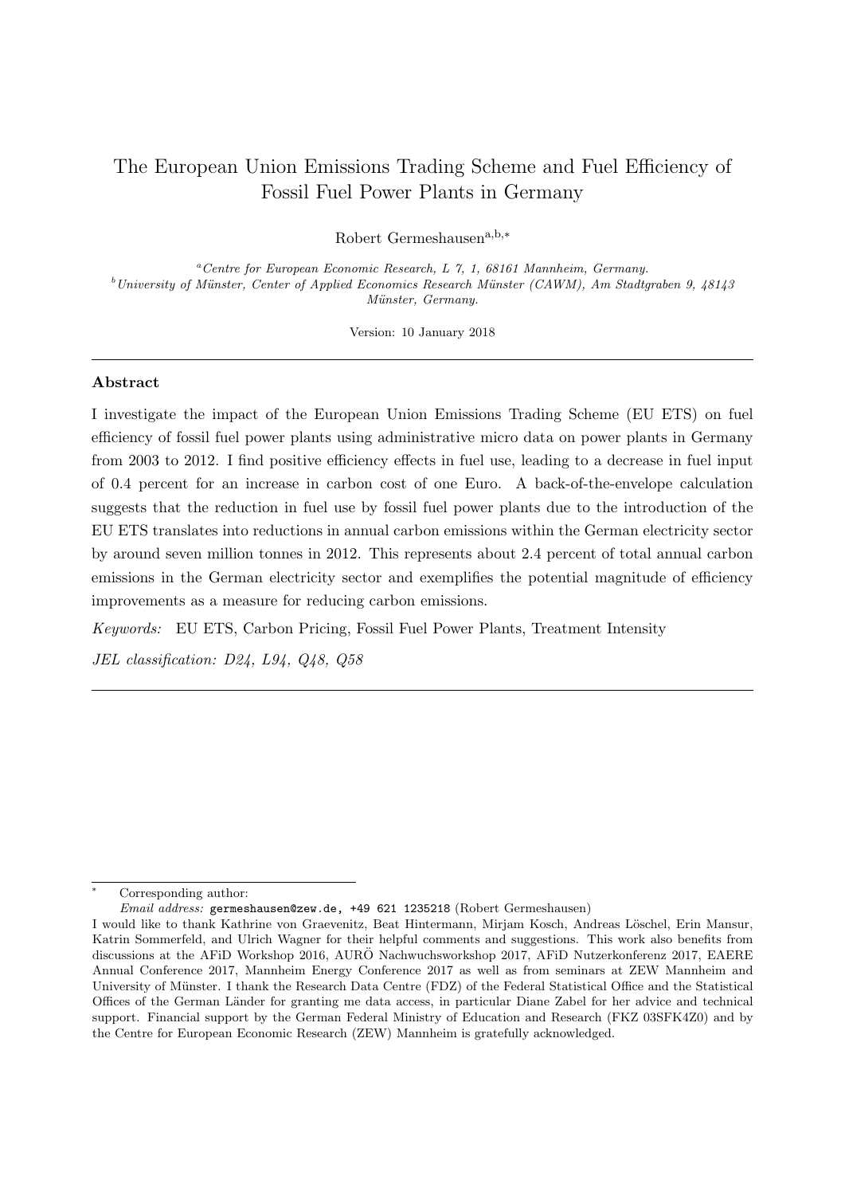# The European Union Emissions Trading Scheme and Fuel Efficiency of Fossil Fuel Power Plants in Germany

Robert Germeshausen[a,b,*]

[a] *Centre for European Economic Research, L 7, 1, 68161 Mannheim, Germany.*
[b] *University of Münster, Center of Applied Economics Research Münster (CAWM), Am Stadtgraben 9, 48143 Münster, Germany.*

Version: 10 January 2018

---

**Abstract**

I investigate the impact of the European Union Emissions Trading Scheme (EU ETS) on fuel efficiency of fossil fuel power plants using administrative micro data on power plants in Germany from 2003 to 2012. I find positive efficiency effects in fuel use, leading to a decrease in fuel input of 0.4 percent for an increase in carbon cost of one Euro. A back-of-the-envelope calculation suggests that the reduction in fuel use by fossil fuel power plants due to the introduction of the EU ETS translates into reductions in annual carbon emissions within the German electricity sector by around seven million tonnes in 2012. This represents about 2.4 percent of total annual carbon emissions in the German electricity sector and exemplifies the potential magnitude of efficiency improvements as a measure for reducing carbon emissions.

*Keywords:* EU ETS, Carbon Pricing, Fossil Fuel Power Plants, Treatment Intensity

*JEL classification: D24, L94, Q48, Q58*

---

[*] Corresponding author:
*Email address:* germeshausen@zew.de, +49 621 1235218 (Robert Germeshausen)

I would like to thank Kathrine von Graevenitz, Beat Hintermann, Mirjam Kosch, Andreas Löschel, Erin Mansur, Katrin Sommerfeld, and Ulrich Wagner for their helpful comments and suggestions. This work also benefits from discussions at the AFiD Workshop 2016, AURÖ Nachwuchsworkshop 2017, AFiD Nutzerkonferenz 2017, EAERE Annual Conference 2017, Mannheim Energy Conference 2017 as well as from seminars at ZEW Mannheim and University of Münster. I thank the Research Data Centre (FDZ) of the Federal Statistical Office and the Statistical Offices of the German Länder for granting me data access, in particular Diane Zabel for her advice and technical support. Financial support by the German Federal Ministry of Education and Research (FKZ 03SFK4Z0) and by the Centre for European Economic Research (ZEW) Mannheim is gratefully acknowledged.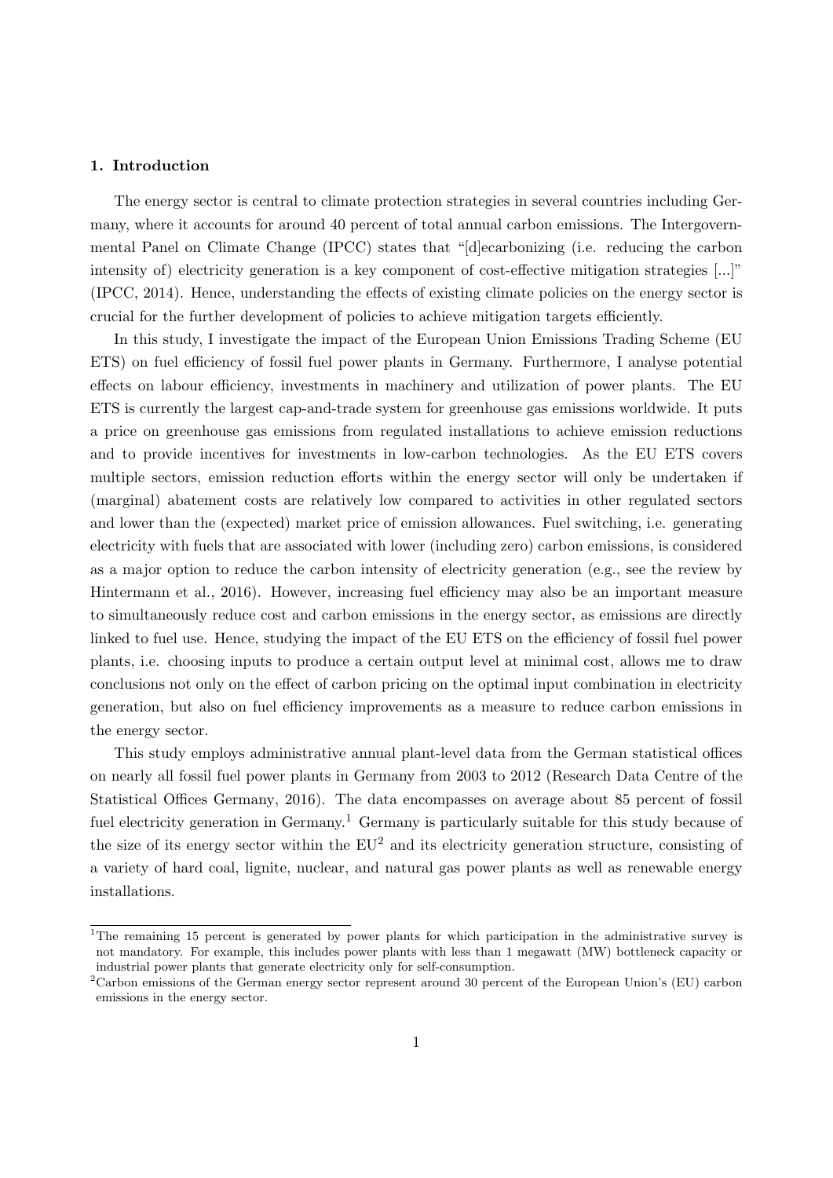## 1. Introduction

The energy sector is central to climate protection strategies in several countries including Germany, where it accounts for around 40 percent of total annual carbon emissions. The Intergovernmental Panel on Climate Change (IPCC) states that "[d]ecarbonizing (i.e. reducing the carbon intensity of) electricity generation is a key component of cost-effective mitigation strategies [...]" (IPCC, 2014). Hence, understanding the effects of existing climate policies on the energy sector is crucial for the further development of policies to achieve mitigation targets efficiently.

In this study, I investigate the impact of the European Union Emissions Trading Scheme (EU ETS) on fuel efficiency of fossil fuel power plants in Germany. Furthermore, I analyse potential effects on labour efficiency, investments in machinery and utilization of power plants. The EU ETS is currently the largest cap-and-trade system for greenhouse gas emissions worldwide. It puts a price on greenhouse gas emissions from regulated installations to achieve emission reductions and to provide incentives for investments in low-carbon technologies. As the EU ETS covers multiple sectors, emission reduction efforts within the energy sector will only be undertaken if (marginal) abatement costs are relatively low compared to activities in other regulated sectors and lower than the (expected) market price of emission allowances. Fuel switching, i.e. generating electricity with fuels that are associated with lower (including zero) carbon emissions, is considered as a major option to reduce the carbon intensity of electricity generation (e.g., see the review by Hintermann et al., 2016). However, increasing fuel efficiency may also be an important measure to simultaneously reduce cost and carbon emissions in the energy sector, as emissions are directly linked to fuel use. Hence, studying the impact of the EU ETS on the efficiency of fossil fuel power plants, i.e. choosing inputs to produce a certain output level at minimal cost, allows me to draw conclusions not only on the effect of carbon pricing on the optimal input combination in electricity generation, but also on fuel efficiency improvements as a measure to reduce carbon emissions in the energy sector.

This study employs administrative annual plant-level data from the German statistical offices on nearly all fossil fuel power plants in Germany from 2003 to 2012 (Research Data Centre of the Statistical Offices Germany, 2016). The data encompasses on average about 85 percent of fossil fuel electricity generation in Germany.[1] Germany is particularly suitable for this study because of the size of its energy sector within the EU[2] and its electricity generation structure, consisting of a variety of hard coal, lignite, nuclear, and natural gas power plants as well as renewable energy installations.

[1] The remaining 15 percent is generated by power plants for which participation in the administrative survey is not mandatory. For example, this includes power plants with less than 1 megawatt (MW) bottleneck capacity or industrial power plants that generate electricity only for self-consumption.

[2] Carbon emissions of the German energy sector represent around 30 percent of the European Union's (EU) carbon emissions in the energy sector.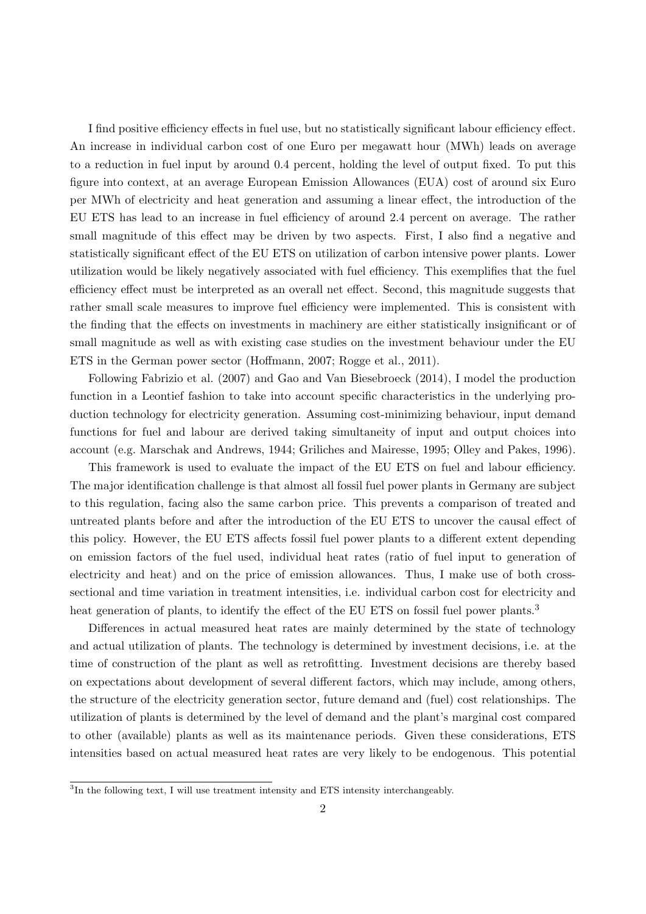I find positive efficiency effects in fuel use, but no statistically significant labour efficiency effect. An increase in individual carbon cost of one Euro per megawatt hour (MWh) leads on average to a reduction in fuel input by around 0.4 percent, holding the level of output fixed. To put this figure into context, at an average European Emission Allowances (EUA) cost of around six Euro per MWh of electricity and heat generation and assuming a linear effect, the introduction of the EU ETS has lead to an increase in fuel efficiency of around 2.4 percent on average. The rather small magnitude of this effect may be driven by two aspects. First, I also find a negative and statistically significant effect of the EU ETS on utilization of carbon intensive power plants. Lower utilization would be likely negatively associated with fuel efficiency. This exemplifies that the fuel efficiency effect must be interpreted as an overall net effect. Second, this magnitude suggests that rather small scale measures to improve fuel efficiency were implemented. This is consistent with the finding that the effects on investments in machinery are either statistically insignificant or of small magnitude as well as with existing case studies on the investment behaviour under the EU ETS in the German power sector (Hoffmann, 2007; Rogge et al., 2011).

Following Fabrizio et al. (2007) and Gao and Van Biesebroeck (2014), I model the production function in a Leontief fashion to take into account specific characteristics in the underlying production technology for electricity generation. Assuming cost-minimizing behaviour, input demand functions for fuel and labour are derived taking simultaneity of input and output choices into account (e.g. Marschak and Andrews, 1944; Griliches and Mairesse, 1995; Olley and Pakes, 1996).

This framework is used to evaluate the impact of the EU ETS on fuel and labour efficiency. The major identification challenge is that almost all fossil fuel power plants in Germany are subject to this regulation, facing also the same carbon price. This prevents a comparison of treated and untreated plants before and after the introduction of the EU ETS to uncover the causal effect of this policy. However, the EU ETS affects fossil fuel power plants to a different extent depending on emission factors of the fuel used, individual heat rates (ratio of fuel input to generation of electricity and heat) and on the price of emission allowances. Thus, I make use of both cross-sectional and time variation in treatment intensities, i.e. individual carbon cost for electricity and heat generation of plants, to identify the effect of the EU ETS on fossil fuel power plants.[3]

Differences in actual measured heat rates are mainly determined by the state of technology and actual utilization of plants. The technology is determined by investment decisions, i.e. at the time of construction of the plant as well as retrofitting. Investment decisions are thereby based on expectations about development of several different factors, which may include, among others, the structure of the electricity generation sector, future demand and (fuel) cost relationships. The utilization of plants is determined by the level of demand and the plant's marginal cost compared to other (available) plants as well as its maintenance periods. Given these considerations, ETS intensities based on actual measured heat rates are very likely to be endogenous. This potential

[3]In the following text, I will use treatment intensity and ETS intensity interchangeably.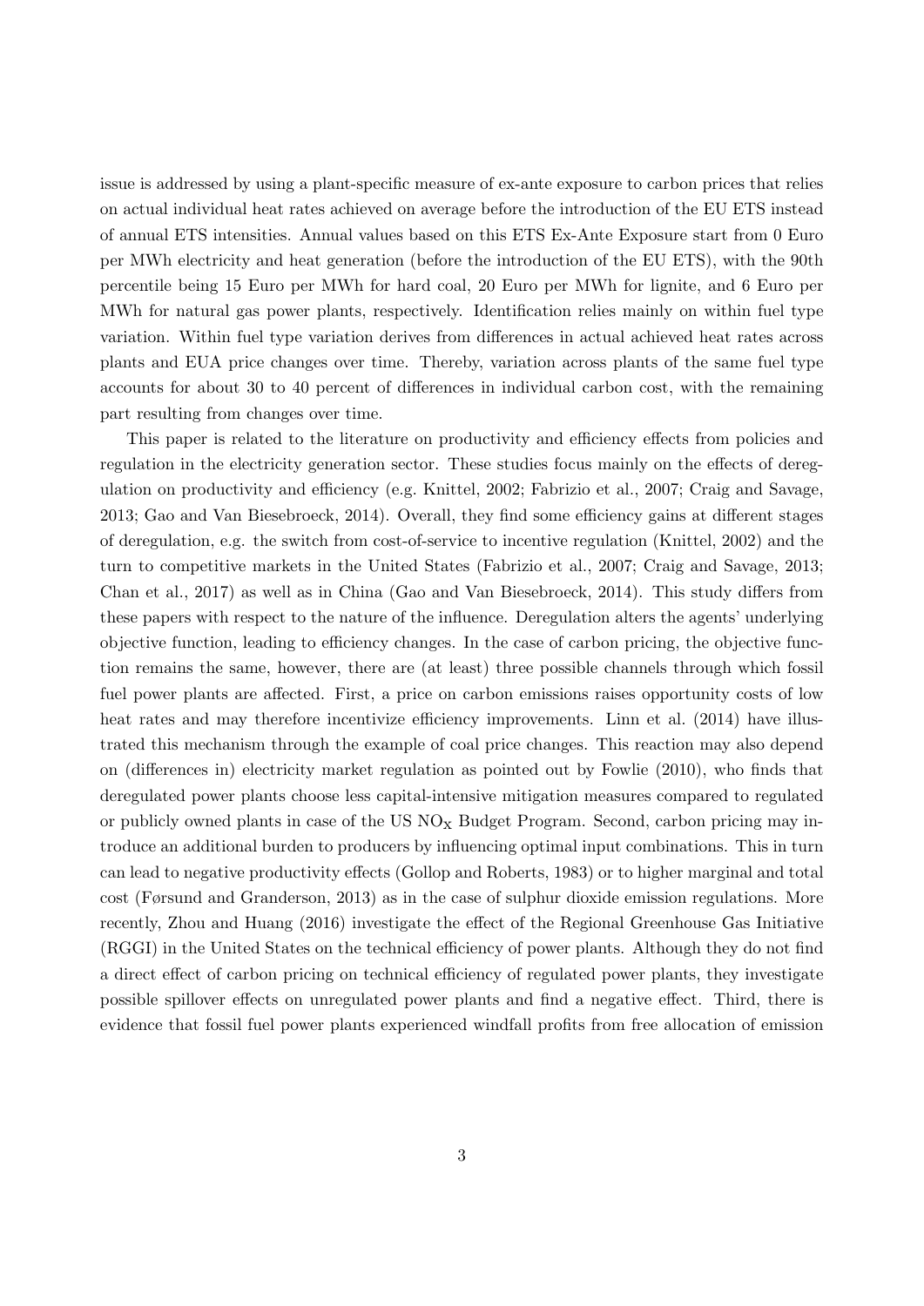issue is addressed by using a plant-specific measure of ex-ante exposure to carbon prices that relies on actual individual heat rates achieved on average before the introduction of the EU ETS instead of annual ETS intensities. Annual values based on this ETS Ex-Ante Exposure start from 0 Euro per MWh electricity and heat generation (before the introduction of the EU ETS), with the 90th percentile being 15 Euro per MWh for hard coal, 20 Euro per MWh for lignite, and 6 Euro per MWh for natural gas power plants, respectively. Identification relies mainly on within fuel type variation. Within fuel type variation derives from differences in actual achieved heat rates across plants and EUA price changes over time. Thereby, variation across plants of the same fuel type accounts for about 30 to 40 percent of differences in individual carbon cost, with the remaining part resulting from changes over time.

This paper is related to the literature on productivity and efficiency effects from policies and regulation in the electricity generation sector. These studies focus mainly on the effects of deregulation on productivity and efficiency (e.g. Knittel, 2002; Fabrizio et al., 2007; Craig and Savage, 2013; Gao and Van Biesebroeck, 2014). Overall, they find some efficiency gains at different stages of deregulation, e.g. the switch from cost-of-service to incentive regulation (Knittel, 2002) and the turn to competitive markets in the United States (Fabrizio et al., 2007; Craig and Savage, 2013; Chan et al., 2017) as well as in China (Gao and Van Biesebroeck, 2014). This study differs from these papers with respect to the nature of the influence. Deregulation alters the agents' underlying objective function, leading to efficiency changes. In the case of carbon pricing, the objective function remains the same, however, there are (at least) three possible channels through which fossil fuel power plants are affected. First, a price on carbon emissions raises opportunity costs of low heat rates and may therefore incentivize efficiency improvements. Linn et al. (2014) have illustrated this mechanism through the example of coal price changes. This reaction may also depend on (differences in) electricity market regulation as pointed out by Fowlie (2010), who finds that deregulated power plants choose less capital-intensive mitigation measures compared to regulated or publicly owned plants in case of the US $NO_X$ Budget Program. Second, carbon pricing may introduce an additional burden to producers by influencing optimal input combinations. This in turn can lead to negative productivity effects (Gollop and Roberts, 1983) or to higher marginal and total cost (Førsund and Granderson, 2013) as in the case of sulphur dioxide emission regulations. More recently, Zhou and Huang (2016) investigate the effect of the Regional Greenhouse Gas Initiative (RGGI) in the United States on the technical efficiency of power plants. Although they do not find a direct effect of carbon pricing on technical efficiency of regulated power plants, they investigate possible spillover effects on unregulated power plants and find a negative effect. Third, there is evidence that fossil fuel power plants experienced windfall profits from free allocation of emission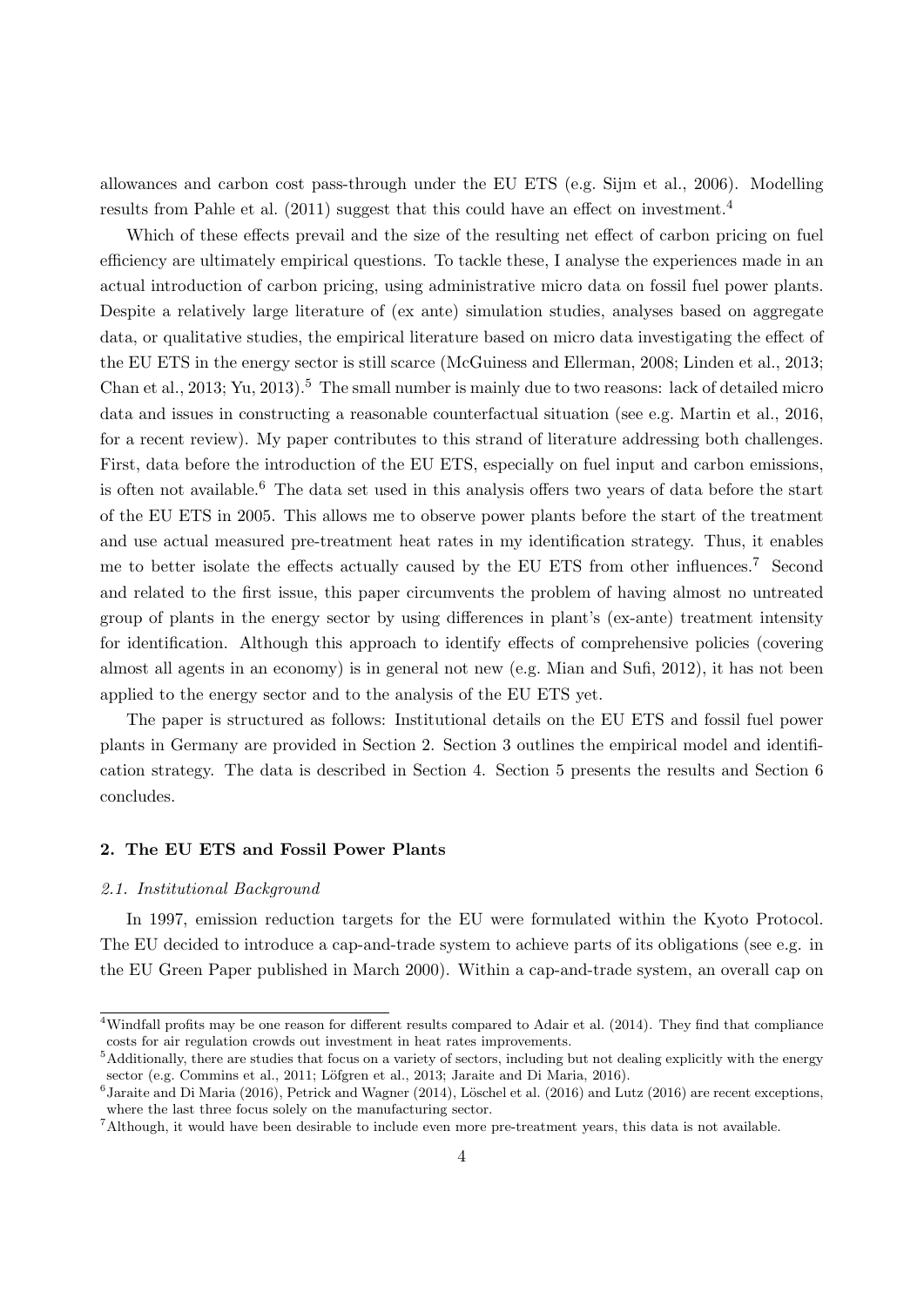allowances and carbon cost pass-through under the EU ETS (e.g. Sijm et al., 2006). Modelling results from Pahle et al. (2011) suggest that this could have an effect on investment.[4]

Which of these effects prevail and the size of the resulting net effect of carbon pricing on fuel efficiency are ultimately empirical questions. To tackle these, I analyse the experiences made in an actual introduction of carbon pricing, using administrative micro data on fossil fuel power plants. Despite a relatively large literature of (ex ante) simulation studies, analyses based on aggregate data, or qualitative studies, the empirical literature based on micro data investigating the effect of the EU ETS in the energy sector is still scarce (McGuiness and Ellerman, 2008; Linden et al., 2013; Chan et al., 2013; Yu, 2013).[5] The small number is mainly due to two reasons: lack of detailed micro data and issues in constructing a reasonable counterfactual situation (see e.g. Martin et al., 2016, for a recent review). My paper contributes to this strand of literature addressing both challenges. First, data before the introduction of the EU ETS, especially on fuel input and carbon emissions, is often not available.[6] The data set used in this analysis offers two years of data before the start of the EU ETS in 2005. This allows me to observe power plants before the start of the treatment and use actual measured pre-treatment heat rates in my identification strategy. Thus, it enables me to better isolate the effects actually caused by the EU ETS from other influences.[7] Second and related to the first issue, this paper circumvents the problem of having almost no untreated group of plants in the energy sector by using differences in plant's (ex-ante) treatment intensity for identification. Although this approach to identify effects of comprehensive policies (covering almost all agents in an economy) is in general not new (e.g. Mian and Sufi, 2012), it has not been applied to the energy sector and to the analysis of the EU ETS yet.

The paper is structured as follows: Institutional details on the EU ETS and fossil fuel power plants in Germany are provided in Section 2. Section 3 outlines the empirical model and identification strategy. The data is described in Section 4. Section 5 presents the results and Section 6 concludes.

## 2. The EU ETS and Fossil Power Plants

### *2.1. Institutional Background*

In 1997, emission reduction targets for the EU were formulated within the Kyoto Protocol. The EU decided to introduce a cap-and-trade system to achieve parts of its obligations (see e.g. in the EU Green Paper published in March 2000). Within a cap-and-trade system, an overall cap on

---

[4] Windfall profits may be one reason for different results compared to Adair et al. (2014). They find that compliance costs for air regulation crowds out investment in heat rates improvements.

[5] Additionally, there are studies that focus on a variety of sectors, including but not dealing explicitly with the energy sector (e.g. Commins et al., 2011; Löfgren et al., 2013; Jaraite and Di Maria, 2016).

[6] Jaraite and Di Maria (2016), Petrick and Wagner (2014), Löschel et al. (2016) and Lutz (2016) are recent exceptions, where the last three focus solely on the manufacturing sector.

[7] Although, it would have been desirable to include even more pre-treatment years, this data is not available.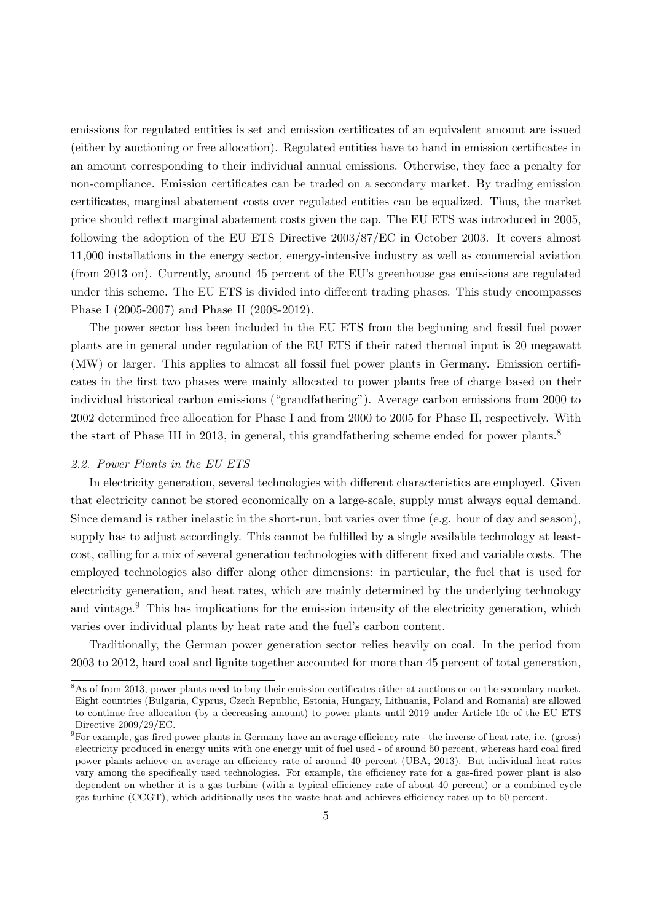emissions for regulated entities is set and emission certificates of an equivalent amount are issued (either by auctioning or free allocation). Regulated entities have to hand in emission certificates in an amount corresponding to their individual annual emissions. Otherwise, they face a penalty for non-compliance. Emission certificates can be traded on a secondary market. By trading emission certificates, marginal abatement costs over regulated entities can be equalized. Thus, the market price should reflect marginal abatement costs given the cap. The EU ETS was introduced in 2005, following the adoption of the EU ETS Directive 2003/87/EC in October 2003. It covers almost 11,000 installations in the energy sector, energy-intensive industry as well as commercial aviation (from 2013 on). Currently, around 45 percent of the EU's greenhouse gas emissions are regulated under this scheme. The EU ETS is divided into different trading phases. This study encompasses Phase I (2005-2007) and Phase II (2008-2012).

The power sector has been included in the EU ETS from the beginning and fossil fuel power plants are in general under regulation of the EU ETS if their rated thermal input is 20 megawatt (MW) or larger. This applies to almost all fossil fuel power plants in Germany. Emission certificates in the first two phases were mainly allocated to power plants free of charge based on their individual historical carbon emissions ("grandfathering"). Average carbon emissions from 2000 to 2002 determined free allocation for Phase I and from 2000 to 2005 for Phase II, respectively. With the start of Phase III in 2013, in general, this grandfathering scheme ended for power plants.[8]

### *2.2. Power Plants in the EU ETS*

In electricity generation, several technologies with different characteristics are employed. Given that electricity cannot be stored economically on a large-scale, supply must always equal demand. Since demand is rather inelastic in the short-run, but varies over time (e.g. hour of day and season), supply has to adjust accordingly. This cannot be fulfilled by a single available technology at least-cost, calling for a mix of several generation technologies with different fixed and variable costs. The employed technologies also differ along other dimensions: in particular, the fuel that is used for electricity generation, and heat rates, which are mainly determined by the underlying technology and vintage.[9] This has implications for the emission intensity of the electricity generation, which varies over individual plants by heat rate and the fuel's carbon content.

Traditionally, the German power generation sector relies heavily on coal. In the period from 2003 to 2012, hard coal and lignite together accounted for more than 45 percent of total generation,

---

[8] As of from 2013, power plants need to buy their emission certificates either at auctions or on the secondary market. Eight countries (Bulgaria, Cyprus, Czech Republic, Estonia, Hungary, Lithuania, Poland and Romania) are allowed to continue free allocation (by a decreasing amount) to power plants until 2019 under Article 10c of the EU ETS Directive 2009/29/EC.

[9] For example, gas-fired power plants in Germany have an average efficiency rate - the inverse of heat rate, i.e. (gross) electricity produced in energy units with one energy unit of fuel used - of around 50 percent, whereas hard coal fired power plants achieve on average an efficiency rate of around 40 percent (UBA, 2013). But individual heat rates vary among the specifically used technologies. For example, the efficiency rate for a gas-fired power plant is also dependent on whether it is a gas turbine (with a typical efficiency rate of about 40 percent) or a combined cycle gas turbine (CCGT), which additionally uses the waste heat and achieves efficiency rates up to 60 percent.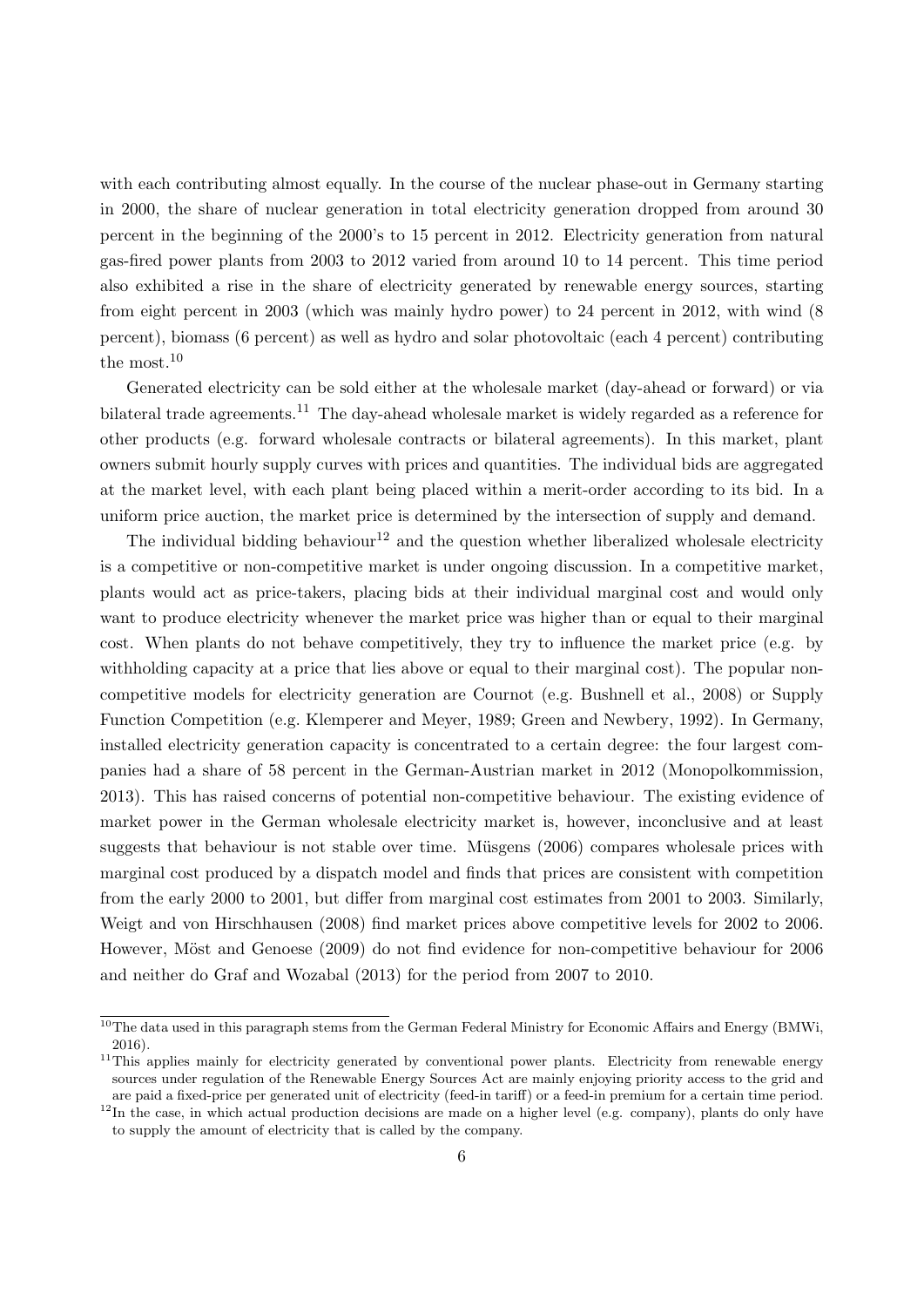with each contributing almost equally. In the course of the nuclear phase-out in Germany starting in 2000, the share of nuclear generation in total electricity generation dropped from around 30 percent in the beginning of the 2000's to 15 percent in 2012. Electricity generation from natural gas-fired power plants from 2003 to 2012 varied from around 10 to 14 percent. This time period also exhibited a rise in the share of electricity generated by renewable energy sources, starting from eight percent in 2003 (which was mainly hydro power) to 24 percent in 2012, with wind (8 percent), biomass (6 percent) as well as hydro and solar photovoltaic (each 4 percent) contributing the most.[10]

Generated electricity can be sold either at the wholesale market (day-ahead or forward) or via bilateral trade agreements.[11] The day-ahead wholesale market is widely regarded as a reference for other products (e.g. forward wholesale contracts or bilateral agreements). In this market, plant owners submit hourly supply curves with prices and quantities. The individual bids are aggregated at the market level, with each plant being placed within a merit-order according to its bid. In a uniform price auction, the market price is determined by the intersection of supply and demand.

The individual bidding behaviour[12] and the question whether liberalized wholesale electricity is a competitive or non-competitive market is under ongoing discussion. In a competitive market, plants would act as price-takers, placing bids at their individual marginal cost and would only want to produce electricity whenever the market price was higher than or equal to their marginal cost. When plants do not behave competitively, they try to influence the market price (e.g. by withholding capacity at a price that lies above or equal to their marginal cost). The popular non-competitive models for electricity generation are Cournot (e.g. Bushnell et al., 2008) or Supply Function Competition (e.g. Klemperer and Meyer, 1989; Green and Newbery, 1992). In Germany, installed electricity generation capacity is concentrated to a certain degree: the four largest companies had a share of 58 percent in the German-Austrian market in 2012 (Monopolkommission, 2013). This has raised concerns of potential non-competitive behaviour. The existing evidence of market power in the German wholesale electricity market is, however, inconclusive and at least suggests that behaviour is not stable over time. Müsgens (2006) compares wholesale prices with marginal cost produced by a dispatch model and finds that prices are consistent with competition from the early 2000 to 2001, but differ from marginal cost estimates from 2001 to 2003. Similarly, Weigt and von Hirschhausen (2008) find market prices above competitive levels for 2002 to 2006. However, Möst and Genoese (2009) do not find evidence for non-competitive behaviour for 2006 and neither do Graf and Wozabal (2013) for the period from 2007 to 2010.

[10] The data used in this paragraph stems from the German Federal Ministry for Economic Affairs and Energy (BMWi, 2016).

[11] This applies mainly for electricity generated by conventional power plants. Electricity from renewable energy sources under regulation of the Renewable Energy Sources Act are mainly enjoying priority access to the grid and are paid a fixed-price per generated unit of electricity (feed-in tariff) or a feed-in premium for a certain time period.

[12] In the case, in which actual production decisions are made on a higher level (e.g. company), plants do only have to supply the amount of electricity that is called by the company.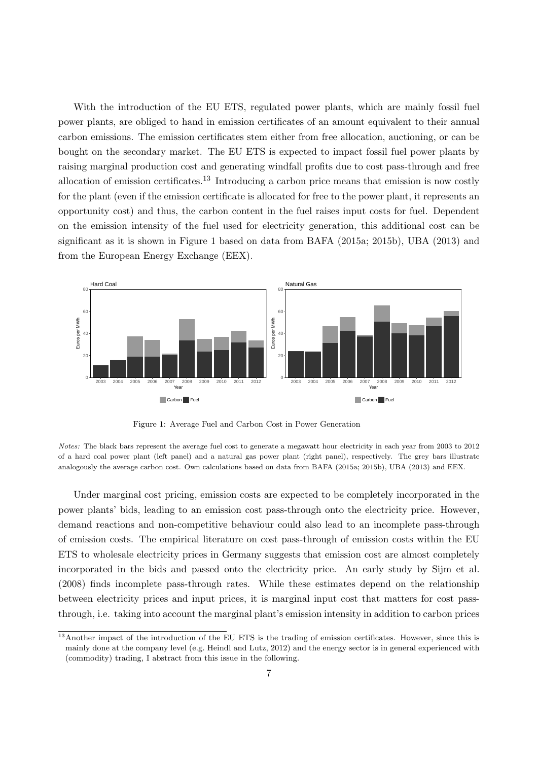With the introduction of the EU ETS, regulated power plants, which are mainly fossil fuel power plants, are obliged to hand in emission certificates of an amount equivalent to their annual carbon emissions. The emission certificates stem either from free allocation, auctioning, or can be bought on the secondary market. The EU ETS is expected to impact fossil fuel power plants by raising marginal production cost and generating windfall profits due to cost pass-through and free allocation of emission certificates.[13] Introducing a carbon price means that emission is now costly for the plant (even if the emission certificate is allocated for free to the power plant, it represents an opportunity cost) and thus, the carbon content in the fuel raises input costs for fuel. Dependent on the emission intensity of the fuel used for electricity generation, this additional cost can be significant as it is shown in Figure 1 based on data from BAFA (2015a; 2015b), UBA (2013) and from the European Energy Exchange (EEX).

Figure 1: Average Fuel and Carbon Cost in Power Generation

*Notes:* The black bars represent the average fuel cost to generate a megawatt hour electricity in each year from 2003 to 2012 of a hard coal power plant (left panel) and a natural gas power plant (right panel), respectively. The grey bars illustrate analogously the average carbon cost. Own calculations based on data from BAFA (2015a; 2015b), UBA (2013) and EEX.

Under marginal cost pricing, emission costs are expected to be completely incorporated in the power plants' bids, leading to an emission cost pass-through onto the electricity price. However, demand reactions and non-competitive behaviour could also lead to an incomplete pass-through of emission costs. The empirical literature on cost pass-through of emission costs within the EU ETS to wholesale electricity prices in Germany suggests that emission cost are almost completely incorporated in the bids and passed onto the electricity price. An early study by Sijm et al. (2008) finds incomplete pass-through rates. While these estimates depend on the relationship between electricity prices and input prices, it is marginal input cost that matters for cost pass-through, i.e. taking into account the marginal plant's emission intensity in addition to carbon prices

[13] Another impact of the introduction of the EU ETS is the trading of emission certificates. However, since this is mainly done at the company level (e.g. Heindl and Lutz, 2012) and the energy sector is in general experienced with (commodity) trading, I abstract from this issue in the following.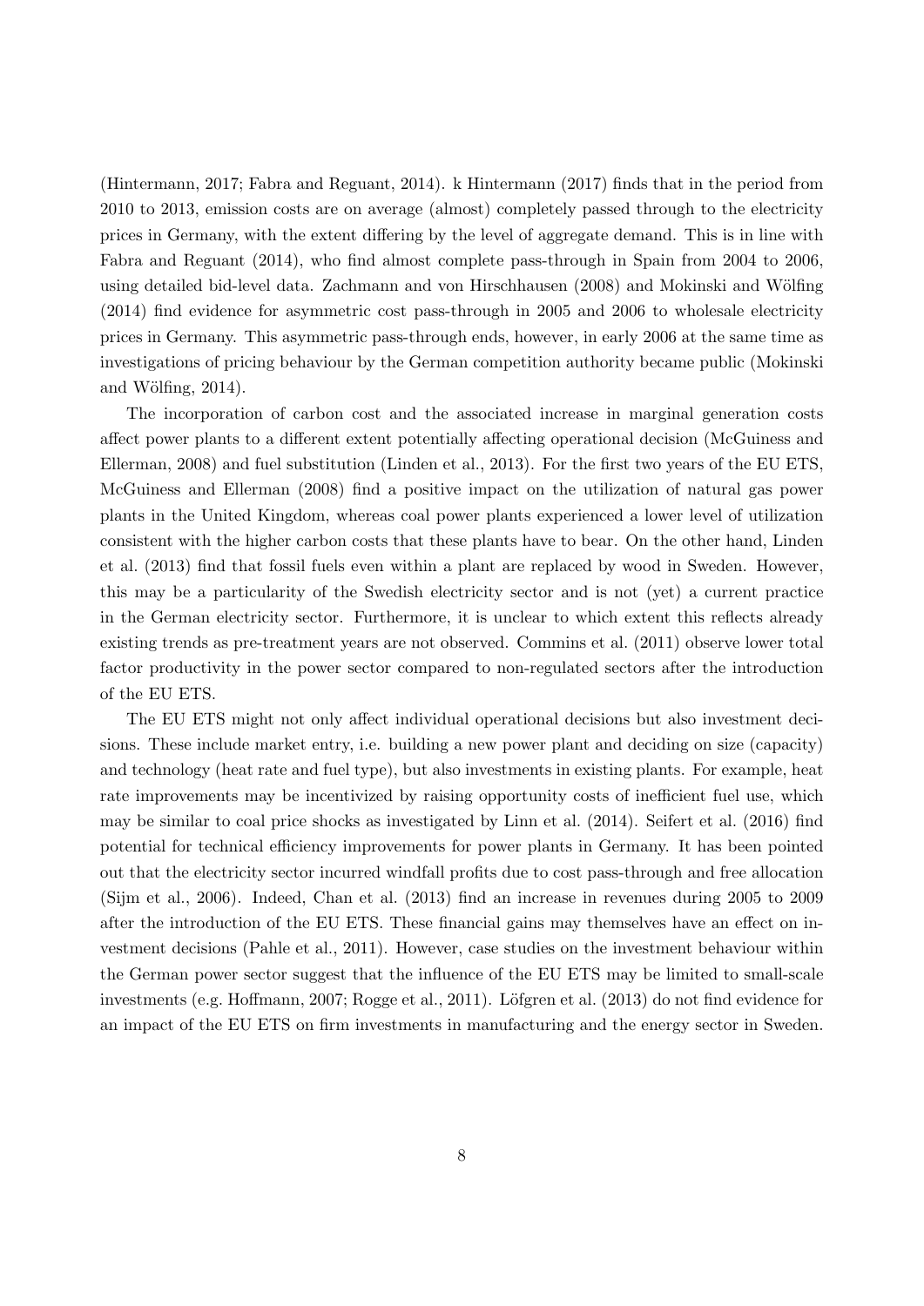(Hintermann, 2017; Fabra and Reguant, 2014). k Hintermann (2017) finds that in the period from 2010 to 2013, emission costs are on average (almost) completely passed through to the electricity prices in Germany, with the extent differing by the level of aggregate demand. This is in line with Fabra and Reguant (2014), who find almost complete pass-through in Spain from 2004 to 2006, using detailed bid-level data. Zachmann and von Hirschhausen (2008) and Mokinski and Wölfing (2014) find evidence for asymmetric cost pass-through in 2005 and 2006 to wholesale electricity prices in Germany. This asymmetric pass-through ends, however, in early 2006 at the same time as investigations of pricing behaviour by the German competition authority became public (Mokinski and Wölfing, 2014).

The incorporation of carbon cost and the associated increase in marginal generation costs affect power plants to a different extent potentially affecting operational decision (McGuiness and Ellerman, 2008) and fuel substitution (Linden et al., 2013). For the first two years of the EU ETS, McGuiness and Ellerman (2008) find a positive impact on the utilization of natural gas power plants in the United Kingdom, whereas coal power plants experienced a lower level of utilization consistent with the higher carbon costs that these plants have to bear. On the other hand, Linden et al. (2013) find that fossil fuels even within a plant are replaced by wood in Sweden. However, this may be a particularity of the Swedish electricity sector and is not (yet) a current practice in the German electricity sector. Furthermore, it is unclear to which extent this reflects already existing trends as pre-treatment years are not observed. Commins et al. (2011) observe lower total factor productivity in the power sector compared to non-regulated sectors after the introduction of the EU ETS.

The EU ETS might not only affect individual operational decisions but also investment decisions. These include market entry, i.e. building a new power plant and deciding on size (capacity) and technology (heat rate and fuel type), but also investments in existing plants. For example, heat rate improvements may be incentivized by raising opportunity costs of inefficient fuel use, which may be similar to coal price shocks as investigated by Linn et al. (2014). Seifert et al. (2016) find potential for technical efficiency improvements for power plants in Germany. It has been pointed out that the electricity sector incurred windfall profits due to cost pass-through and free allocation (Sijm et al., 2006). Indeed, Chan et al. (2013) find an increase in revenues during 2005 to 2009 after the introduction of the EU ETS. These financial gains may themselves have an effect on investment decisions (Pahle et al., 2011). However, case studies on the investment behaviour within the German power sector suggest that the influence of the EU ETS may be limited to small-scale investments (e.g. Hoffmann, 2007; Rogge et al., 2011). Löfgren et al. (2013) do not find evidence for an impact of the EU ETS on firm investments in manufacturing and the energy sector in Sweden.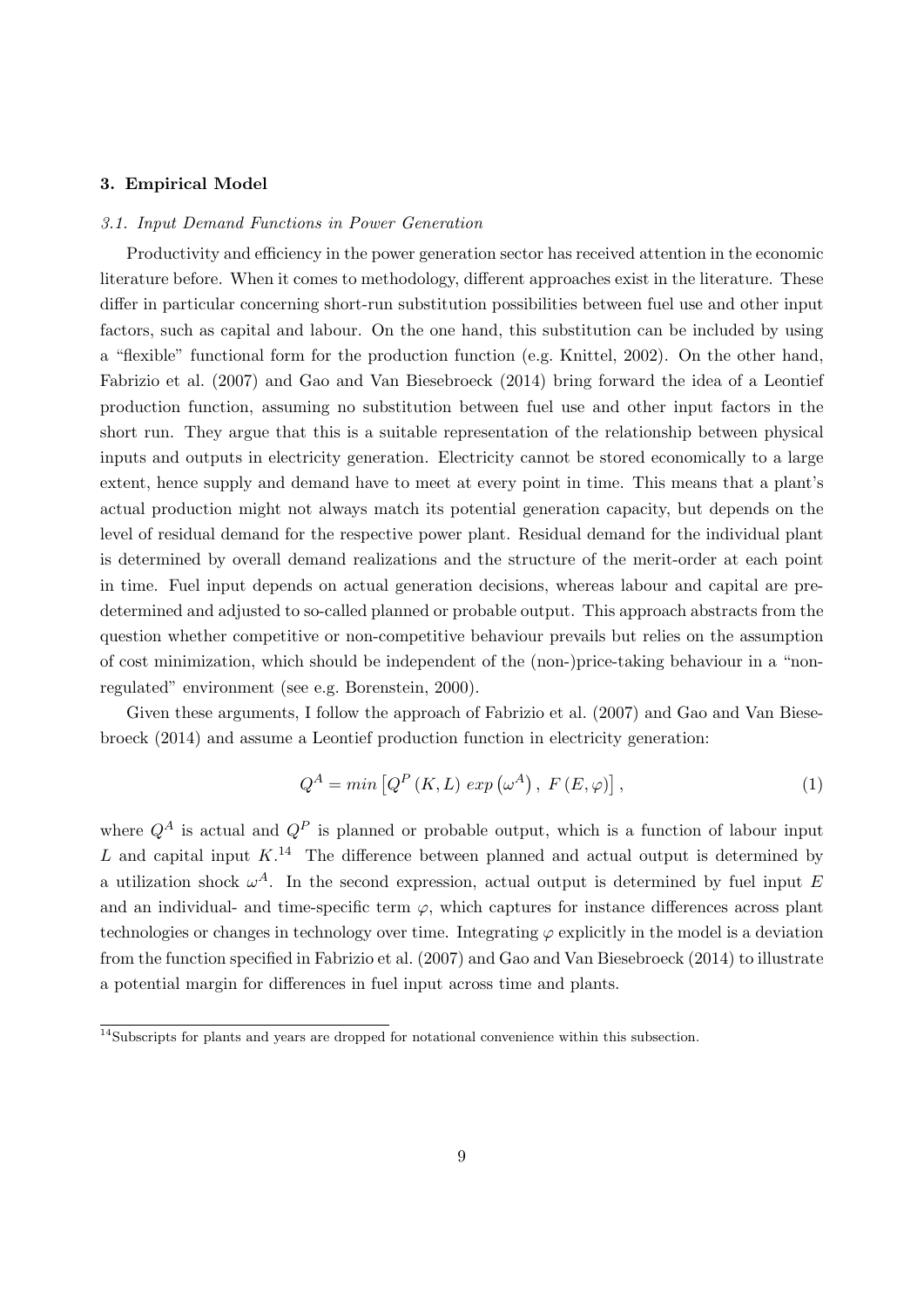## 3. Empirical Model

### *3.1. Input Demand Functions in Power Generation*

Productivity and efficiency in the power generation sector has received attention in the economic literature before. When it comes to methodology, different approaches exist in the literature. These differ in particular concerning short-run substitution possibilities between fuel use and other input factors, such as capital and labour. On the one hand, this substitution can be included by using a "flexible" functional form for the production function (e.g. Knittel, 2002). On the other hand, Fabrizio et al. (2007) and Gao and Van Biesebroeck (2014) bring forward the idea of a Leontief production function, assuming no substitution between fuel use and other input factors in the short run. They argue that this is a suitable representation of the relationship between physical inputs and outputs in electricity generation. Electricity cannot be stored economically to a large extent, hence supply and demand have to meet at every point in time. This means that a plant's actual production might not always match its potential generation capacity, but depends on the level of residual demand for the respective power plant. Residual demand for the individual plant is determined by overall demand realizations and the structure of the merit-order at each point in time. Fuel input depends on actual generation decisions, whereas labour and capital are predetermined and adjusted to so-called planned or probable output. This approach abstracts from the question whether competitive or non-competitive behaviour prevails but relies on the assumption of cost minimization, which should be independent of the (non-)price-taking behaviour in a "non-regulated" environment (see e.g. Borenstein, 2000).

Given these arguments, I follow the approach of Fabrizio et al. (2007) and Gao and Van Biesebroeck (2014) and assume a Leontief production function in electricity generation:

$$Q^A = min\left[Q^P\left(K, L\right)\, exp\left(\omega^A\right),\; F\left(E, \varphi\right)\right], \tag{1}$$

where $Q^A$ is actual and $Q^P$ is planned or probable output, which is a function of labour input $L$ and capital input $K$.[14] The difference between planned and actual output is determined by a utilization shock $\omega^A$. In the second expression, actual output is determined by fuel input $E$ and an individual- and time-specific term $\varphi$, which captures for instance differences across plant technologies or changes in technology over time. Integrating $\varphi$ explicitly in the model is a deviation from the function specified in Fabrizio et al. (2007) and Gao and Van Biesebroeck (2014) to illustrate a potential margin for differences in fuel input across time and plants.

[14] Subscripts for plants and years are dropped for notational convenience within this subsection.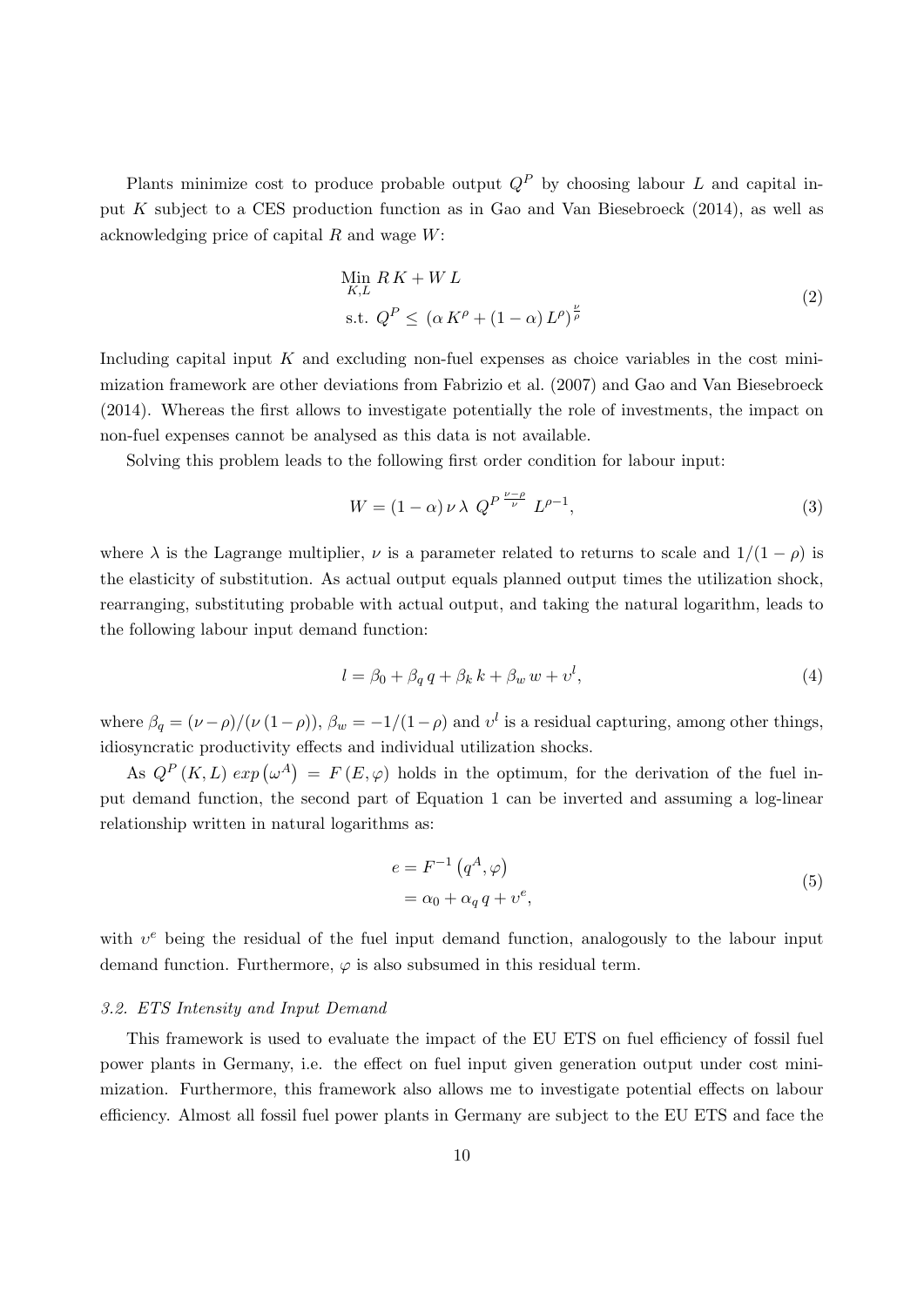Plants minimize cost to produce probable output $Q^P$ by choosing labour $L$ and capital input $K$ subject to a CES production function as in Gao and Van Biesebroeck (2014), as well as acknowledging price of capital $R$ and wage $W$:

$$
\begin{aligned}
&\underset{K,L}{\text{Min}}\; R\,K + W\,L \\
&\text{s.t. } Q^P \leq \left(\alpha\, K^\rho + (1-\alpha)\, L^\rho\right)^{\frac{\nu}{\rho}}
\end{aligned}
\tag{2}
$$

Including capital input $K$ and excluding non-fuel expenses as choice variables in the cost minimization framework are other deviations from Fabrizio et al. (2007) and Gao and Van Biesebroeck (2014). Whereas the first allows to investigate potentially the role of investments, the impact on non-fuel expenses cannot be analysed as this data is not available.

Solving this problem leads to the following first order condition for labour input:

$$
W = (1-\alpha)\,\nu\,\lambda\; {Q^P}^{\frac{\nu-\rho}{\nu}}\; L^{\rho-1}, \tag{3}
$$

where $\lambda$ is the Lagrange multiplier, $\nu$ is a parameter related to returns to scale and $1/(1-\rho)$ is the elasticity of substitution. As actual output equals planned output times the utilization shock, rearranging, substituting probable with actual output, and taking the natural logarithm, leads to the following labour input demand function:

$$
l = \beta_0 + \beta_q\, q + \beta_k\, k + \beta_w\, w + \upsilon^l, \tag{4}
$$

where $\beta_q = (\nu - \rho)/(\nu\,(1-\rho))$, $\beta_w = -1/(1-\rho)$ and $\upsilon^l$ is a residual capturing, among other things, idiosyncratic productivity effects and individual utilization shocks.

As $Q^P(K,L)\; exp\left(\omega^A\right) = F(E,\varphi)$ holds in the optimum, for the derivation of the fuel input demand function, the second part of Equation 1 can be inverted and assuming a log-linear relationship written in natural logarithms as:

$$
\begin{aligned}
e &= F^{-1}\left(q^A, \varphi\right) \\
&= \alpha_0 + \alpha_q\, q + \upsilon^e,
\end{aligned}
\tag{5}
$$

with $\upsilon^e$ being the residual of the fuel input demand function, analogously to the labour input demand function. Furthermore, $\varphi$ is also subsumed in this residual term.

### *3.2. ETS Intensity and Input Demand*

This framework is used to evaluate the impact of the EU ETS on fuel efficiency of fossil fuel power plants in Germany, i.e. the effect on fuel input given generation output under cost minimization. Furthermore, this framework also allows me to investigate potential effects on labour efficiency. Almost all fossil fuel power plants in Germany are subject to the EU ETS and face the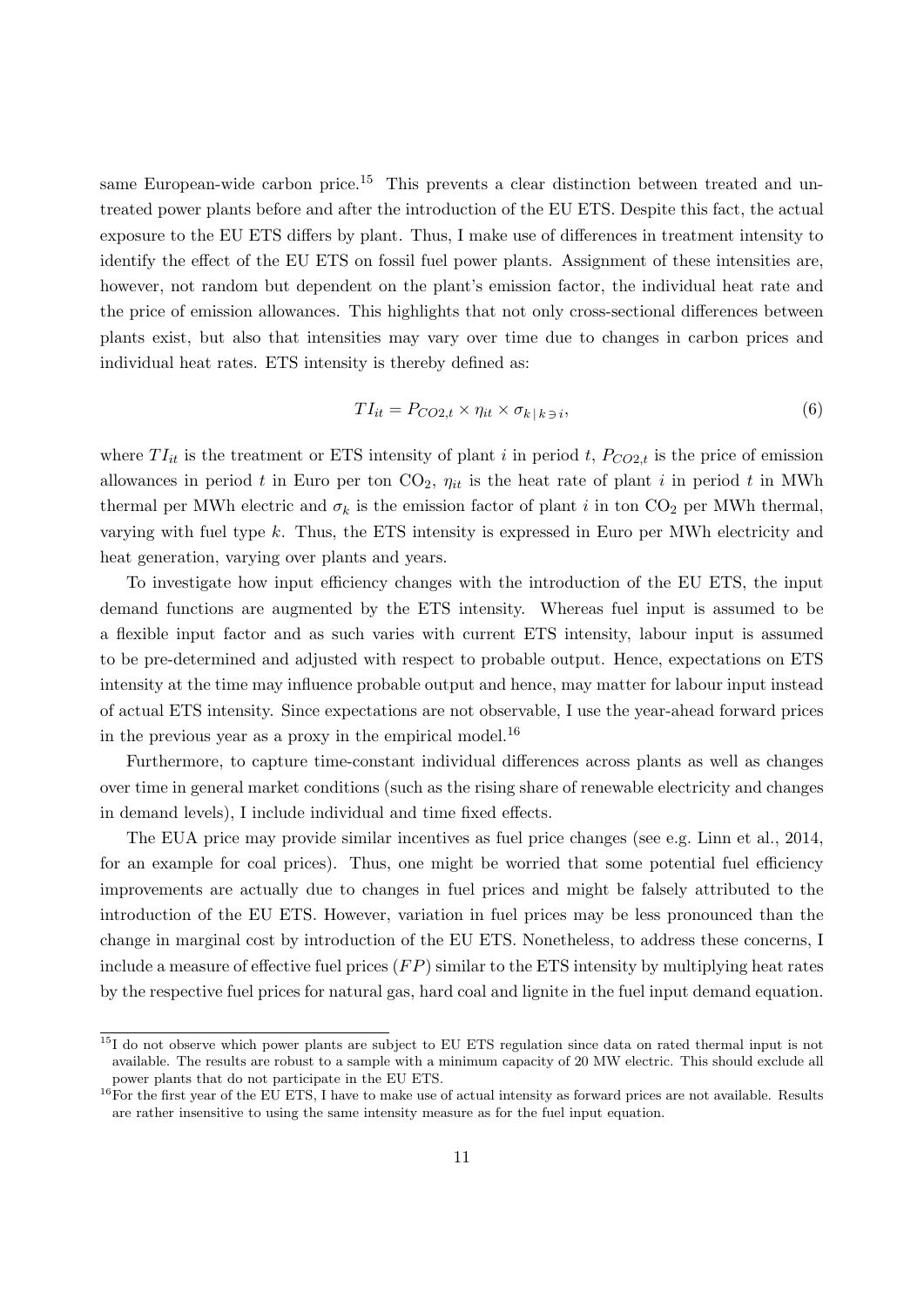same European-wide carbon price.[15] This prevents a clear distinction between treated and untreated power plants before and after the introduction of the EU ETS. Despite this fact, the actual exposure to the EU ETS differs by plant. Thus, I make use of differences in treatment intensity to identify the effect of the EU ETS on fossil fuel power plants. Assignment of these intensities are, however, not random but dependent on the plant's emission factor, the individual heat rate and the price of emission allowances. This highlights that not only cross-sectional differences between plants exist, but also that intensities may vary over time due to changes in carbon prices and individual heat rates. ETS intensity is thereby defined as:

$$TI_{it} = P_{CO2,t} \times \eta_{it} \times \sigma_{k \,|\, k \ni i}, \tag{6}$$

where $TI_{it}$ is the treatment or ETS intensity of plant $i$ in period $t$, $P_{CO2,t}$ is the price of emission allowances in period $t$ in Euro per ton $CO_2$, $\eta_{it}$ is the heat rate of plant $i$ in period $t$ in MWh thermal per MWh electric and $\sigma_k$ is the emission factor of plant $i$ in ton $CO_2$ per MWh thermal, varying with fuel type $k$. Thus, the ETS intensity is expressed in Euro per MWh electricity and heat generation, varying over plants and years.

To investigate how input efficiency changes with the introduction of the EU ETS, the input demand functions are augmented by the ETS intensity. Whereas fuel input is assumed to be a flexible input factor and as such varies with current ETS intensity, labour input is assumed to be pre-determined and adjusted with respect to probable output. Hence, expectations on ETS intensity at the time may influence probable output and hence, may matter for labour input instead of actual ETS intensity. Since expectations are not observable, I use the year-ahead forward prices in the previous year as a proxy in the empirical model.[16]

Furthermore, to capture time-constant individual differences across plants as well as changes over time in general market conditions (such as the rising share of renewable electricity and changes in demand levels), I include individual and time fixed effects.

The EUA price may provide similar incentives as fuel price changes (see e.g. Linn et al., 2014, for an example for coal prices). Thus, one might be worried that some potential fuel efficiency improvements are actually due to changes in fuel prices and might be falsely attributed to the introduction of the EU ETS. However, variation in fuel prices may be less pronounced than the change in marginal cost by introduction of the EU ETS. Nonetheless, to address these concerns, I include a measure of effective fuel prices ($FP$) similar to the ETS intensity by multiplying heat rates by the respective fuel prices for natural gas, hard coal and lignite in the fuel input demand equation.

---

[15] I do not observe which power plants are subject to EU ETS regulation since data on rated thermal input is not available. The results are robust to a sample with a minimum capacity of 20 MW electric. This should exclude all power plants that do not participate in the EU ETS.

[16] For the first year of the EU ETS, I have to make use of actual intensity as forward prices are not available. Results are rather insensitive to using the same intensity measure as for the fuel input equation.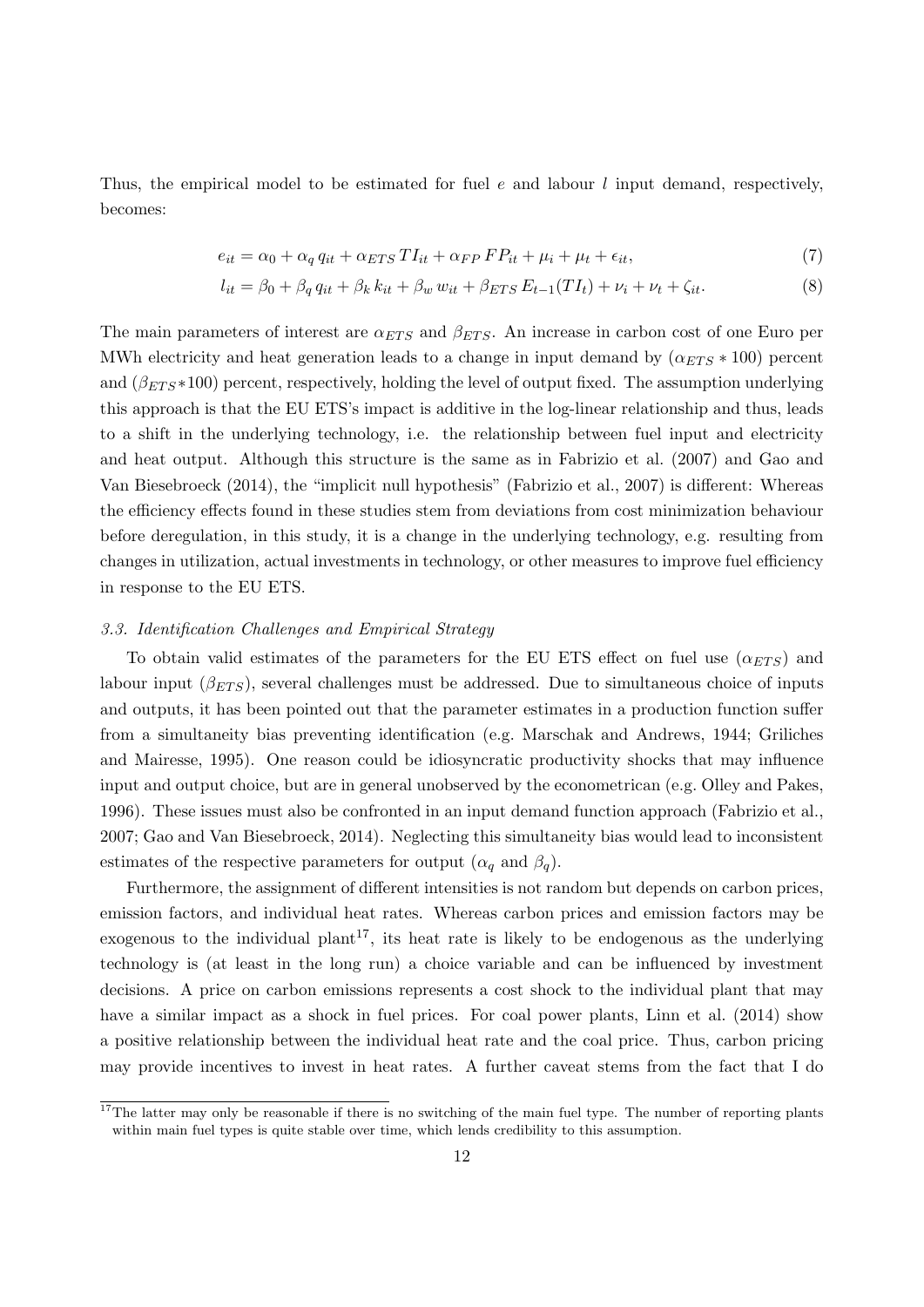Thus, the empirical model to be estimated for fuel $e$ and labour $l$ input demand, respectively, becomes:

$$e_{it} = \alpha_0 + \alpha_q \, q_{it} + \alpha_{ETS} \, TI_{it} + \alpha_{FP} \, FP_{it} + \mu_i + \mu_t + \epsilon_{it}, \tag{7}$$

$$l_{it} = \beta_0 + \beta_q \, q_{it} + \beta_k \, k_{it} + \beta_w \, w_{it} + \beta_{ETS} \, E_{t-1}(TI_t) + \nu_i + \nu_t + \zeta_{it}. \tag{8}$$

The main parameters of interest are $\alpha_{ETS}$ and $\beta_{ETS}$. An increase in carbon cost of one Euro per MWh electricity and heat generation leads to a change in input demand by ($\alpha_{ETS} * 100$) percent and ($\beta_{ETS} * 100$) percent, respectively, holding the level of output fixed. The assumption underlying this approach is that the EU ETS's impact is additive in the log-linear relationship and thus, leads to a shift in the underlying technology, i.e. the relationship between fuel input and electricity and heat output. Although this structure is the same as in Fabrizio et al. (2007) and Gao and Van Biesebroeck (2014), the "implicit null hypothesis" (Fabrizio et al., 2007) is different: Whereas the efficiency effects found in these studies stem from deviations from cost minimization behaviour before deregulation, in this study, it is a change in the underlying technology, e.g. resulting from changes in utilization, actual investments in technology, or other measures to improve fuel efficiency in response to the EU ETS.

### *3.3. Identification Challenges and Empirical Strategy*

To obtain valid estimates of the parameters for the EU ETS effect on fuel use ($\alpha_{ETS}$) and labour input ($\beta_{ETS}$), several challenges must be addressed. Due to simultaneous choice of inputs and outputs, it has been pointed out that the parameter estimates in a production function suffer from a simultaneity bias preventing identification (e.g. Marschak and Andrews, 1944; Griliches and Mairesse, 1995). One reason could be idiosyncratic productivity shocks that may influence input and output choice, but are in general unobserved by the econometrican (e.g. Olley and Pakes, 1996). These issues must also be confronted in an input demand function approach (Fabrizio et al., 2007; Gao and Van Biesebroeck, 2014). Neglecting this simultaneity bias would lead to inconsistent estimates of the respective parameters for output ($\alpha_q$ and $\beta_q$).

Furthermore, the assignment of different intensities is not random but depends on carbon prices, emission factors, and individual heat rates. Whereas carbon prices and emission factors may be exogenous to the individual plant[17], its heat rate is likely to be endogenous as the underlying technology is (at least in the long run) a choice variable and can be influenced by investment decisions. A price on carbon emissions represents a cost shock to the individual plant that may have a similar impact as a shock in fuel prices. For coal power plants, Linn et al. (2014) show a positive relationship between the individual heat rate and the coal price. Thus, carbon pricing may provide incentives to invest in heat rates. A further caveat stems from the fact that I do

[17] The latter may only be reasonable if there is no switching of the main fuel type. The number of reporting plants within main fuel types is quite stable over time, which lends credibility to this assumption.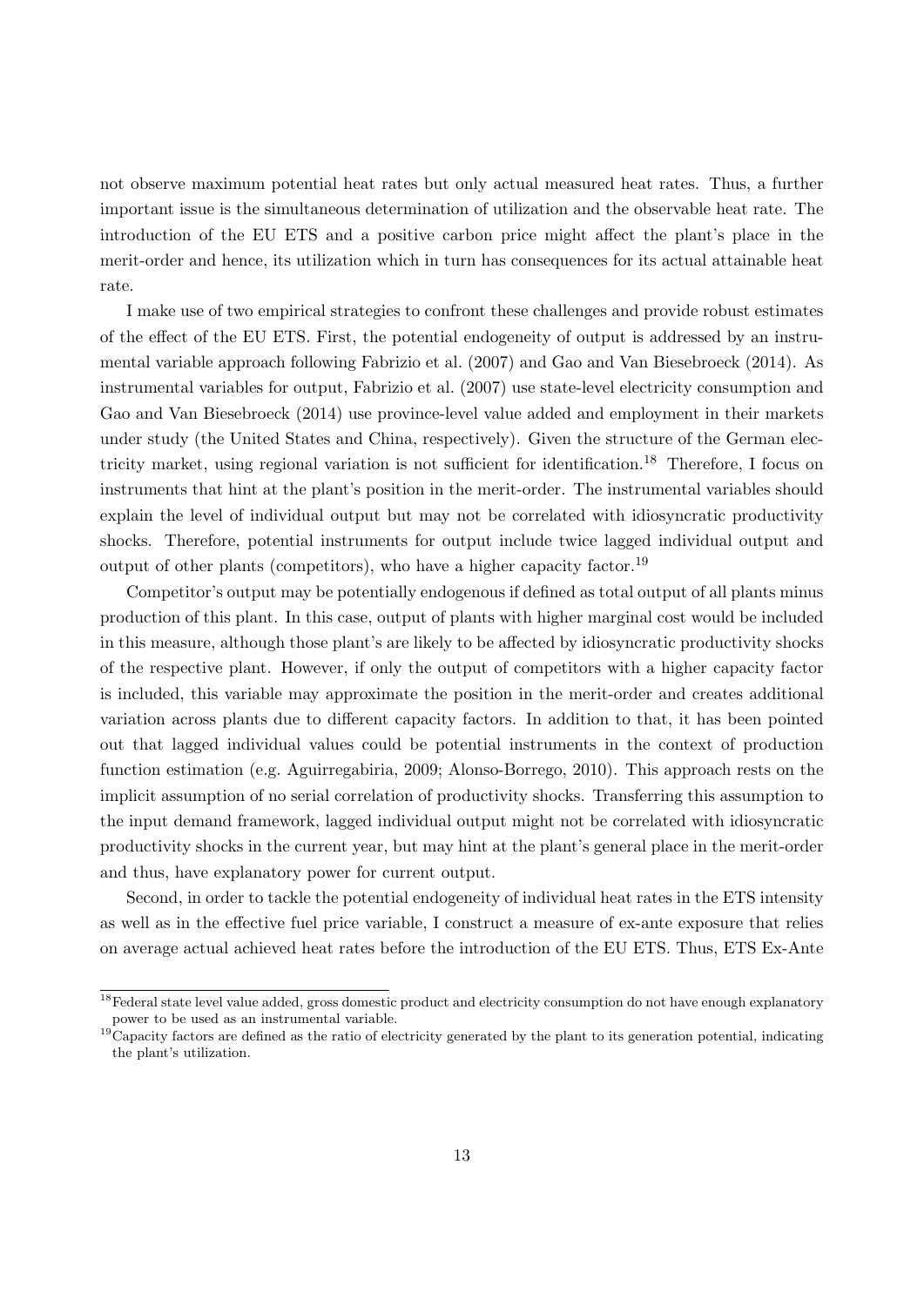not observe maximum potential heat rates but only actual measured heat rates. Thus, a further important issue is the simultaneous determination of utilization and the observable heat rate. The introduction of the EU ETS and a positive carbon price might affect the plant's place in the merit-order and hence, its utilization which in turn has consequences for its actual attainable heat rate.

I make use of two empirical strategies to confront these challenges and provide robust estimates of the effect of the EU ETS. First, the potential endogeneity of output is addressed by an instrumental variable approach following Fabrizio et al. (2007) and Gao and Van Biesebroeck (2014). As instrumental variables for output, Fabrizio et al. (2007) use state-level electricity consumption and Gao and Van Biesebroeck (2014) use province-level value added and employment in their markets under study (the United States and China, respectively). Given the structure of the German electricity market, using regional variation is not sufficient for identification.[18] Therefore, I focus on instruments that hint at the plant's position in the merit-order. The instrumental variables should explain the level of individual output but may not be correlated with idiosyncratic productivity shocks. Therefore, potential instruments for output include twice lagged individual output and output of other plants (competitors), who have a higher capacity factor.[19]

Competitor's output may be potentially endogenous if defined as total output of all plants minus production of this plant. In this case, output of plants with higher marginal cost would be included in this measure, although those plant's are likely to be affected by idiosyncratic productivity shocks of the respective plant. However, if only the output of competitors with a higher capacity factor is included, this variable may approximate the position in the merit-order and creates additional variation across plants due to different capacity factors. In addition to that, it has been pointed out that lagged individual values could be potential instruments in the context of production function estimation (e.g. Aguirregabiria, 2009; Alonso-Borrego, 2010). This approach rests on the implicit assumption of no serial correlation of productivity shocks. Transferring this assumption to the input demand framework, lagged individual output might not be correlated with idiosyncratic productivity shocks in the current year, but may hint at the plant's general place in the merit-order and thus, have explanatory power for current output.

Second, in order to tackle the potential endogeneity of individual heat rates in the ETS intensity as well as in the effective fuel price variable, I construct a measure of ex-ante exposure that relies on average actual achieved heat rates before the introduction of the EU ETS. Thus, ETS Ex-Ante

[18] Federal state level value added, gross domestic product and electricity consumption do not have enough explanatory power to be used as an instrumental variable.

[19] Capacity factors are defined as the ratio of electricity generated by the plant to its generation potential, indicating the plant's utilization.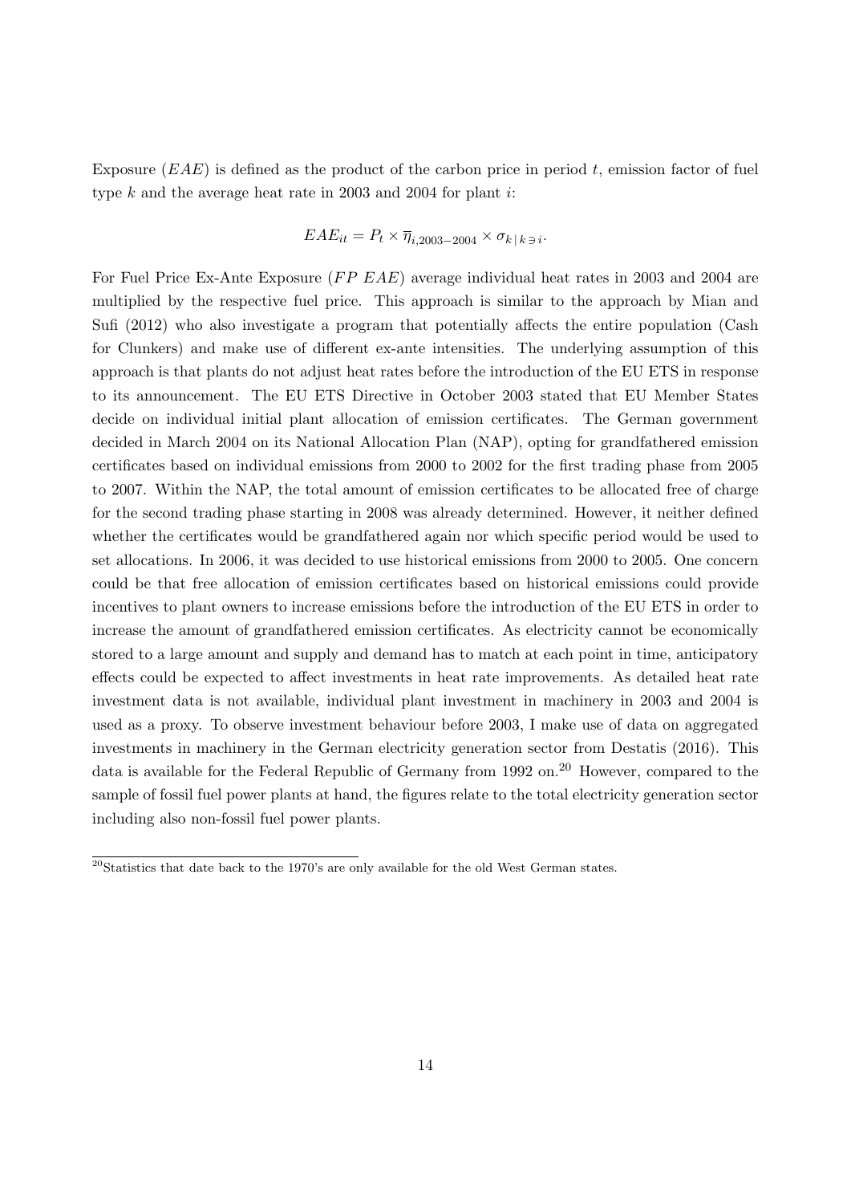Exposure ($EAE$) is defined as the product of the carbon price in period $t$, emission factor of fuel type $k$ and the average heat rate in 2003 and 2004 for plant $i$:

$$EAE_{it} = P_t \times \overline{\eta}_{i,2003-2004} \times \sigma_{k \,|\, k \ni i}.$$

For Fuel Price Ex-Ante Exposure ($FP\ EAE$) average individual heat rates in 2003 and 2004 are multiplied by the respective fuel price. This approach is similar to the approach by Mian and Sufi (2012) who also investigate a program that potentially affects the entire population (Cash for Clunkers) and make use of different ex-ante intensities. The underlying assumption of this approach is that plants do not adjust heat rates before the introduction of the EU ETS in response to its announcement. The EU ETS Directive in October 2003 stated that EU Member States decide on individual initial plant allocation of emission certificates. The German government decided in March 2004 on its National Allocation Plan (NAP), opting for grandfathered emission certificates based on individual emissions from 2000 to 2002 for the first trading phase from 2005 to 2007. Within the NAP, the total amount of emission certificates to be allocated free of charge for the second trading phase starting in 2008 was already determined. However, it neither defined whether the certificates would be grandfathered again nor which specific period would be used to set allocations. In 2006, it was decided to use historical emissions from 2000 to 2005. One concern could be that free allocation of emission certificates based on historical emissions could provide incentives to plant owners to increase emissions before the introduction of the EU ETS in order to increase the amount of grandfathered emission certificates. As electricity cannot be economically stored to a large amount and supply and demand has to match at each point in time, anticipatory effects could be expected to affect investments in heat rate improvements. As detailed heat rate investment data is not available, individual plant investment in machinery in 2003 and 2004 is used as a proxy. To observe investment behaviour before 2003, I make use of data on aggregated investments in machinery in the German electricity generation sector from Destatis (2016). This data is available for the Federal Republic of Germany from 1992 on.[20] However, compared to the sample of fossil fuel power plants at hand, the figures relate to the total electricity generation sector including also non-fossil fuel power plants.

[20] Statistics that date back to the 1970's are only available for the old West German states.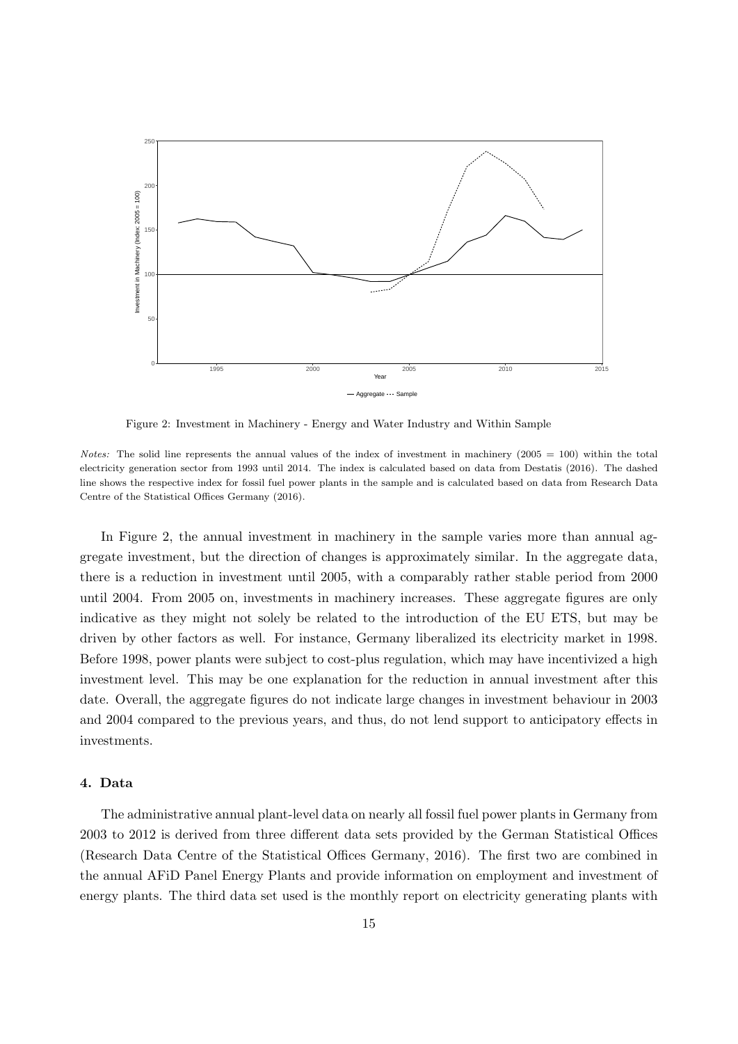Figure 2: Investment in Machinery - Energy and Water Industry and Within Sample

*Notes:* The solid line represents the annual values of the index of investment in machinery (2005 = 100) within the total electricity generation sector from 1993 until 2014. The index is calculated based on data from Destatis (2016). The dashed line shows the respective index for fossil fuel power plants in the sample and is calculated based on data from Research Data Centre of the Statistical Offices Germany (2016).

In Figure 2, the annual investment in machinery in the sample varies more than annual aggregate investment, but the direction of changes is approximately similar. In the aggregate data, there is a reduction in investment until 2005, with a comparably rather stable period from 2000 until 2004. From 2005 on, investments in machinery increases. These aggregate figures are only indicative as they might not solely be related to the introduction of the EU ETS, but may be driven by other factors as well. For instance, Germany liberalized its electricity market in 1998. Before 1998, power plants were subject to cost-plus regulation, which may have incentivized a high investment level. This may be one explanation for the reduction in annual investment after this date. Overall, the aggregate figures do not indicate large changes in investment behaviour in 2003 and 2004 compared to the previous years, and thus, do not lend support to anticipatory effects in investments.

## 4. Data

The administrative annual plant-level data on nearly all fossil fuel power plants in Germany from 2003 to 2012 is derived from three different data sets provided by the German Statistical Offices (Research Data Centre of the Statistical Offices Germany, 2016). The first two are combined in the annual AFiD Panel Energy Plants and provide information on employment and investment of energy plants. The third data set used is the monthly report on electricity generating plants with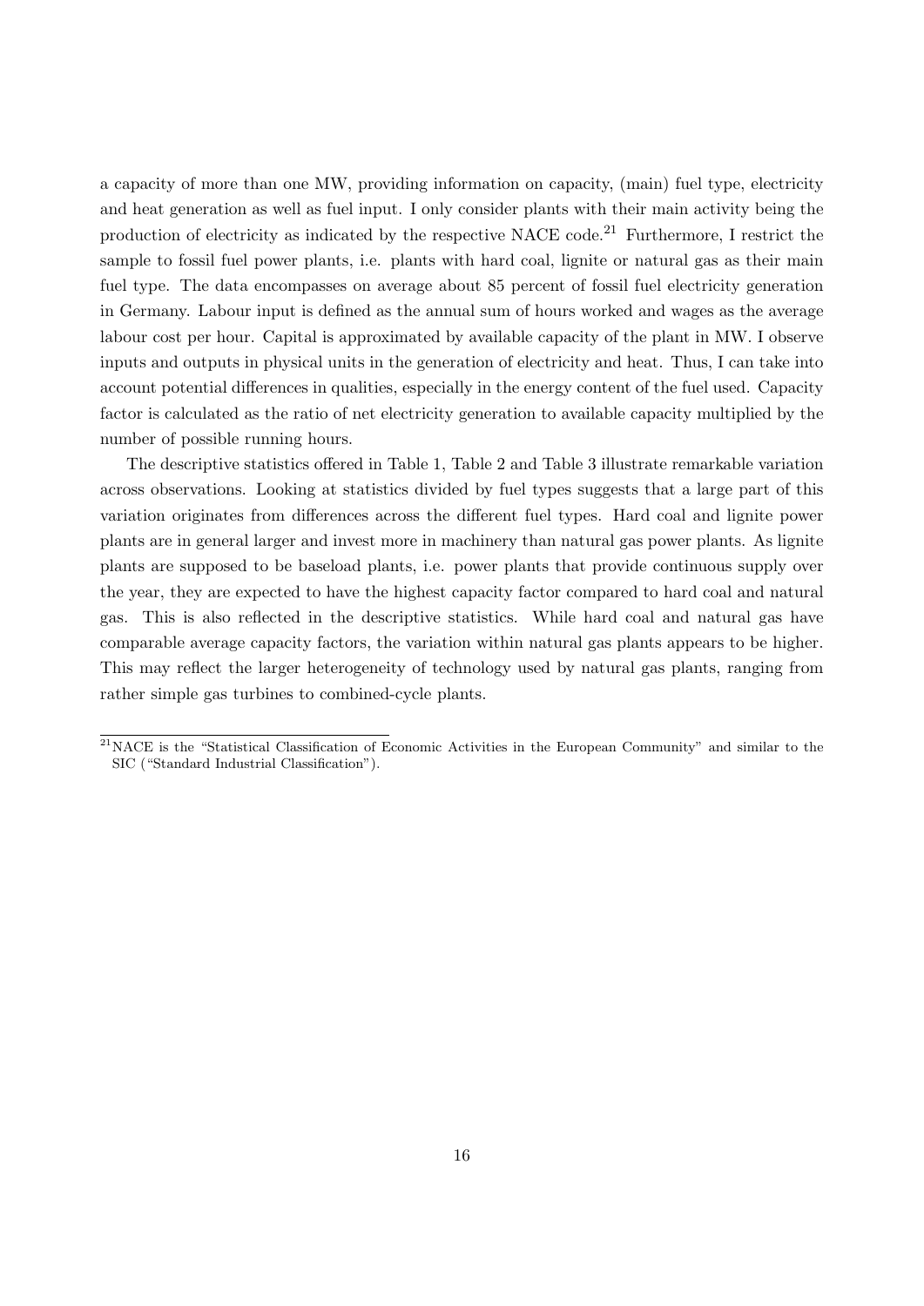a capacity of more than one MW, providing information on capacity, (main) fuel type, electricity and heat generation as well as fuel input. I only consider plants with their main activity being the production of electricity as indicated by the respective NACE code.[21] Furthermore, I restrict the sample to fossil fuel power plants, i.e. plants with hard coal, lignite or natural gas as their main fuel type. The data encompasses on average about 85 percent of fossil fuel electricity generation in Germany. Labour input is defined as the annual sum of hours worked and wages as the average labour cost per hour. Capital is approximated by available capacity of the plant in MW. I observe inputs and outputs in physical units in the generation of electricity and heat. Thus, I can take into account potential differences in qualities, especially in the energy content of the fuel used. Capacity factor is calculated as the ratio of net electricity generation to available capacity multiplied by the number of possible running hours.

The descriptive statistics offered in Table 1, Table 2 and Table 3 illustrate remarkable variation across observations. Looking at statistics divided by fuel types suggests that a large part of this variation originates from differences across the different fuel types. Hard coal and lignite power plants are in general larger and invest more in machinery than natural gas power plants. As lignite plants are supposed to be baseload plants, i.e. power plants that provide continuous supply over the year, they are expected to have the highest capacity factor compared to hard coal and natural gas. This is also reflected in the descriptive statistics. While hard coal and natural gas have comparable average capacity factors, the variation within natural gas plants appears to be higher. This may reflect the larger heterogeneity of technology used by natural gas plants, ranging from rather simple gas turbines to combined-cycle plants.

[21] NACE is the "Statistical Classification of Economic Activities in the European Community" and similar to the SIC ("Standard Industrial Classification").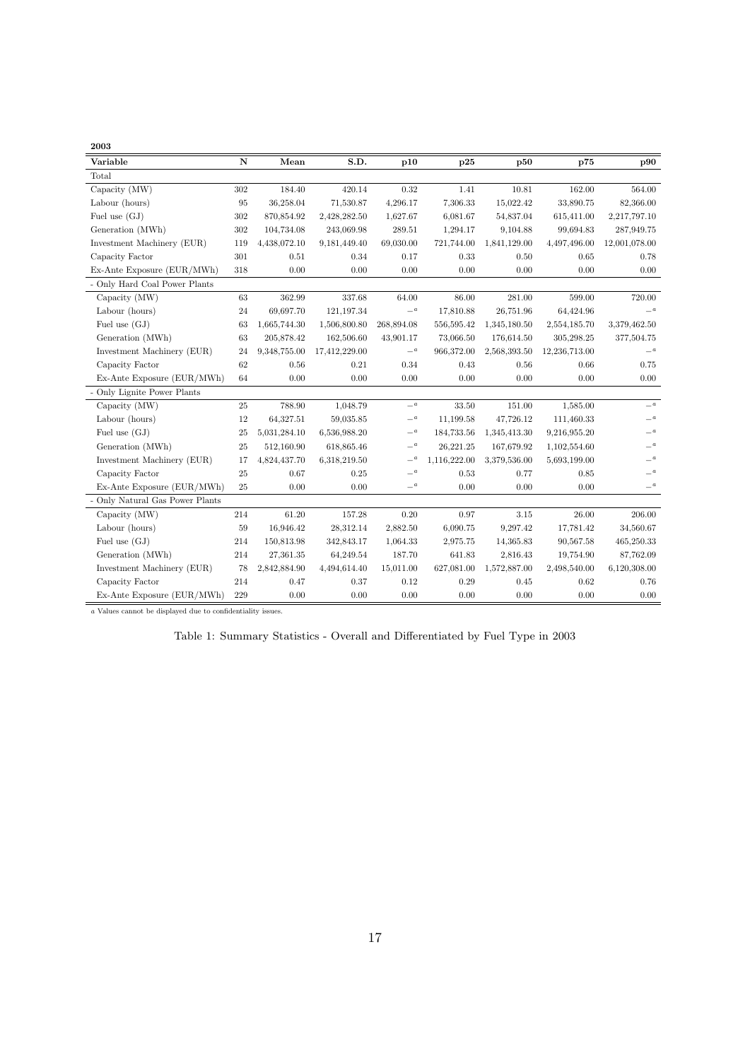**2003**

| Variable | N | Mean | S.D. | p10 | p25 | p50 | p75 | p90 |
|---|---|---|---|---|---|---|---|---|
| Total | | | | | | | | |
| Capacity (MW) | 302 | 184.40 | 420.14 | 0.32 | 1.41 | 10.81 | 162.00 | 564.00 |
| Labour (hours) | 95 | 36,258.04 | 71,530.87 | 4,296.17 | 7,306.33 | 15,022.42 | 33,890.75 | 82,366.00 |
| Fuel use (GJ) | 302 | 870,854.92 | 2,428,282.50 | 1,627.67 | 6,081.67 | 54,837.04 | 615,411.00 | 2,217,797.10 |
| Generation (MWh) | 302 | 104,734.08 | 243,069.98 | 289.51 | 1,294.17 | 9,104.88 | 99,694.83 | 287,949.75 |
| Investment Machinery (EUR) | 119 | 4,438,072.10 | 9,181,449.40 | 69,030.00 | 721,744.00 | 1,841,129.00 | 4,497,496.00 | 12,001,078.00 |
| Capacity Factor | 301 | 0.51 | 0.34 | 0.17 | 0.33 | 0.50 | 0.65 | 0.78 |
| Ex-Ante Exposure (EUR/MWh) | 318 | 0.00 | 0.00 | 0.00 | 0.00 | 0.00 | 0.00 | 0.00 |
| - Only Hard Coal Power Plants | | | | | | | | |
| Capacity (MW) | 63 | 362.99 | 337.68 | 64.00 | 86.00 | 281.00 | 599.00 | 720.00 |
| Labour (hours) | 24 | 69,697.70 | 121,197.34 | –[a] | 17,810.88 | 26,751.96 | 64,424.96 | –[a] |
| Fuel use (GJ) | 63 | 1,665,744.30 | 1,506,800.80 | 268,894.08 | 556,595.42 | 1,345,180.50 | 2,554,185.70 | 3,379,462.50 |
| Generation (MWh) | 63 | 205,878.42 | 162,506.60 | 43,901.17 | 73,066.50 | 176,614.50 | 305,298.25 | 377,504.75 |
| Investment Machinery (EUR) | 24 | 9,348,755.00 | 17,412,229.00 | –[a] | 966,372.00 | 2,568,393.50 | 12,236,713.00 | –[a] |
| Capacity Factor | 62 | 0.56 | 0.21 | 0.34 | 0.43 | 0.56 | 0.66 | 0.75 |
| Ex-Ante Exposure (EUR/MWh) | 64 | 0.00 | 0.00 | 0.00 | 0.00 | 0.00 | 0.00 | 0.00 |
| - Only Lignite Power Plants | | | | | | | | |
| Capacity (MW) | 25 | 788.90 | 1,048.79 | –[a] | 33.50 | 151.00 | 1,585.00 | –[a] |
| Labour (hours) | 12 | 64,327.51 | 59,035.85 | –[a] | 11,199.58 | 47,726.12 | 111,460.33 | –[a] |
| Fuel use (GJ) | 25 | 5,031,284.10 | 6,536,988.20 | –[a] | 184,733.56 | 1,345,413.30 | 9,216,955.20 | –[a] |
| Generation (MWh) | 25 | 512,160.90 | 618,865.46 | –[a] | 26,221.25 | 167,679.92 | 1,102,554.60 | –[a] |
| Investment Machinery (EUR) | 17 | 4,824,437.70 | 6,318,219.50 | –[a] | 1,116,222.00 | 3,379,536.00 | 5,693,199.00 | –[a] |
| Capacity Factor | 25 | 0.67 | 0.25 | –[a] | 0.53 | 0.77 | 0.85 | –[a] |
| Ex-Ante Exposure (EUR/MWh) | 25 | 0.00 | 0.00 | –[a] | 0.00 | 0.00 | 0.00 | –[a] |
| - Only Natural Gas Power Plants | | | | | | | | |
| Capacity (MW) | 214 | 61.20 | 157.28 | 0.20 | 0.97 | 3.15 | 26.00 | 206.00 |
| Labour (hours) | 59 | 16,946.42 | 28,312.14 | 2,882.50 | 6,090.75 | 9,297.42 | 17,781.42 | 34,560.67 |
| Fuel use (GJ) | 214 | 150,813.98 | 342,843.17 | 1,064.33 | 2,975.75 | 14,365.83 | 90,567.58 | 465,250.33 |
| Generation (MWh) | 214 | 27,361.35 | 64,249.54 | 187.70 | 641.83 | 2,816.43 | 19,754.90 | 87,762.09 |
| Investment Machinery (EUR) | 78 | 2,842,884.90 | 4,494,614.40 | 15,011.00 | 627,081.00 | 1,572,887.00 | 2,498,540.00 | 6,120,308.00 |
| Capacity Factor | 214 | 0.47 | 0.37 | 0.12 | 0.29 | 0.45 | 0.62 | 0.76 |
| Ex-Ante Exposure (EUR/MWh) | 229 | 0.00 | 0.00 | 0.00 | 0.00 | 0.00 | 0.00 | 0.00 |

[a] Values cannot be displayed due to confidentiality issues.

Table 1: Summary Statistics - Overall and Differentiated by Fuel Type in 2003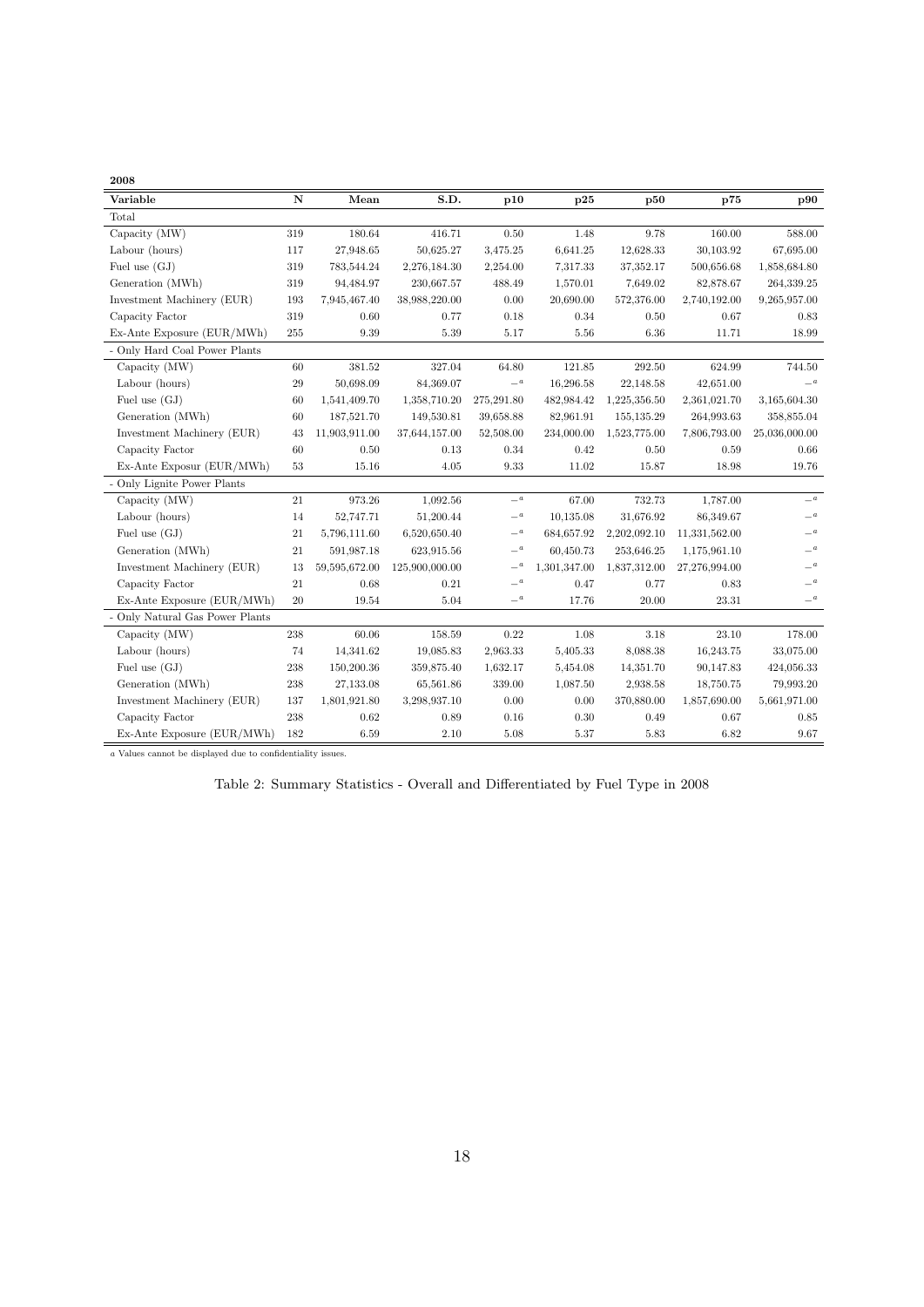**2008**

| Variable | N | Mean | S.D. | p10 | p25 | p50 | p75 | p90 |
|---|---|---|---|---|---|---|---|---|
| Total | | | | | | | | |
| Capacity (MW) | 319 | 180.64 | 416.71 | 0.50 | 1.48 | 9.78 | 160.00 | 588.00 |
| Labour (hours) | 117 | 27,948.65 | 50,625.27 | 3,475.25 | 6,641.25 | 12,628.33 | 30,103.92 | 67,695.00 |
| Fuel use (GJ) | 319 | 783,544.24 | 2,276,184.30 | 2,254.00 | 7,317.33 | 37,352.17 | 500,656.68 | 1,858,684.80 |
| Generation (MWh) | 319 | 94,484.97 | 230,667.57 | 488.49 | 1,570.01 | 7,649.02 | 82,878.67 | 264,339.25 |
| Investment Machinery (EUR) | 193 | 7,945,467.40 | 38,988,220.00 | 0.00 | 20,690.00 | 572,376.00 | 2,740,192.00 | 9,265,957.00 |
| Capacity Factor | 319 | 0.60 | 0.77 | 0.18 | 0.34 | 0.50 | 0.67 | 0.83 |
| Ex-Ante Exposure (EUR/MWh) | 255 | 9.39 | 5.39 | 5.17 | 5.56 | 6.36 | 11.71 | 18.99 |
| - Only Hard Coal Power Plants | | | | | | | | |
| Capacity (MW) | 60 | 381.52 | 327.04 | 64.80 | 121.85 | 292.50 | 624.99 | 744.50 |
| Labour (hours) | 29 | 50,698.09 | 84,369.07 | –[a] | 16,296.58 | 22,148.58 | 42,651.00 | –[a] |
| Fuel use (GJ) | 60 | 1,541,409.70 | 1,358,710.20 | 275,291.80 | 482,984.42 | 1,225,356.50 | 2,361,021.70 | 3,165,604.30 |
| Generation (MWh) | 60 | 187,521.70 | 149,530.81 | 39,658.88 | 82,961.91 | 155,135.29 | 264,993.63 | 358,855.04 |
| Investment Machinery (EUR) | 43 | 11,903,911.00 | 37,644,157.00 | 52,508.00 | 234,000.00 | 1,523,775.00 | 7,806,793.00 | 25,036,000.00 |
| Capacity Factor | 60 | 0.50 | 0.13 | 0.34 | 0.42 | 0.50 | 0.59 | 0.66 |
| Ex-Ante Exposur (EUR/MWh) | 53 | 15.16 | 4.05 | 9.33 | 11.02 | 15.87 | 18.98 | 19.76 |
| - Only Lignite Power Plants | | | | | | | | |
| Capacity (MW) | 21 | 973.26 | 1,092.56 | –[a] | 67.00 | 732.73 | 1,787.00 | –[a] |
| Labour (hours) | 14 | 52,747.71 | 51,200.44 | –[a] | 10,135.08 | 31,676.92 | 86,349.67 | –[a] |
| Fuel use (GJ) | 21 | 5,796,111.60 | 6,520,650.40 | –[a] | 684,657.92 | 2,202,092.10 | 11,331,562.00 | –[a] |
| Generation (MWh) | 21 | 591,987.18 | 623,915.56 | –[a] | 60,450.73 | 253,646.25 | 1,175,961.10 | –[a] |
| Investment Machinery (EUR) | 13 | 59,595,672.00 | 125,900,000.00 | –[a] | 1,301,347.00 | 1,837,312.00 | 27,276,994.00 | –[a] |
| Capacity Factor | 21 | 0.68 | 0.21 | –[a] | 0.47 | 0.77 | 0.83 | –[a] |
| Ex-Ante Exposure (EUR/MWh) | 20 | 19.54 | 5.04 | –[a] | 17.76 | 20.00 | 23.31 | –[a] |
| - Only Natural Gas Power Plants | | | | | | | | |
| Capacity (MW) | 238 | 60.06 | 158.59 | 0.22 | 1.08 | 3.18 | 23.10 | 178.00 |
| Labour (hours) | 74 | 14,341.62 | 19,085.83 | 2,963.33 | 5,405.33 | 8,088.38 | 16,243.75 | 33,075.00 |
| Fuel use (GJ) | 238 | 150,200.36 | 359,875.40 | 1,632.17 | 5,454.08 | 14,351.70 | 90,147.83 | 424,056.33 |
| Generation (MWh) | 238 | 27,133.08 | 65,561.86 | 339.00 | 1,087.50 | 2,938.58 | 18,750.75 | 79,993.20 |
| Investment Machinery (EUR) | 137 | 1,801,921.80 | 3,298,937.10 | 0.00 | 0.00 | 370,880.00 | 1,857,690.00 | 5,661,971.00 |
| Capacity Factor | 238 | 0.62 | 0.89 | 0.16 | 0.30 | 0.49 | 0.67 | 0.85 |
| Ex-Ante Exposure (EUR/MWh) | 182 | 6.59 | 2.10 | 5.08 | 5.37 | 5.83 | 6.82 | 9.67 |

[a] Values cannot be displayed due to confidentiality issues.

Table 2: Summary Statistics - Overall and Differentiated by Fuel Type in 2008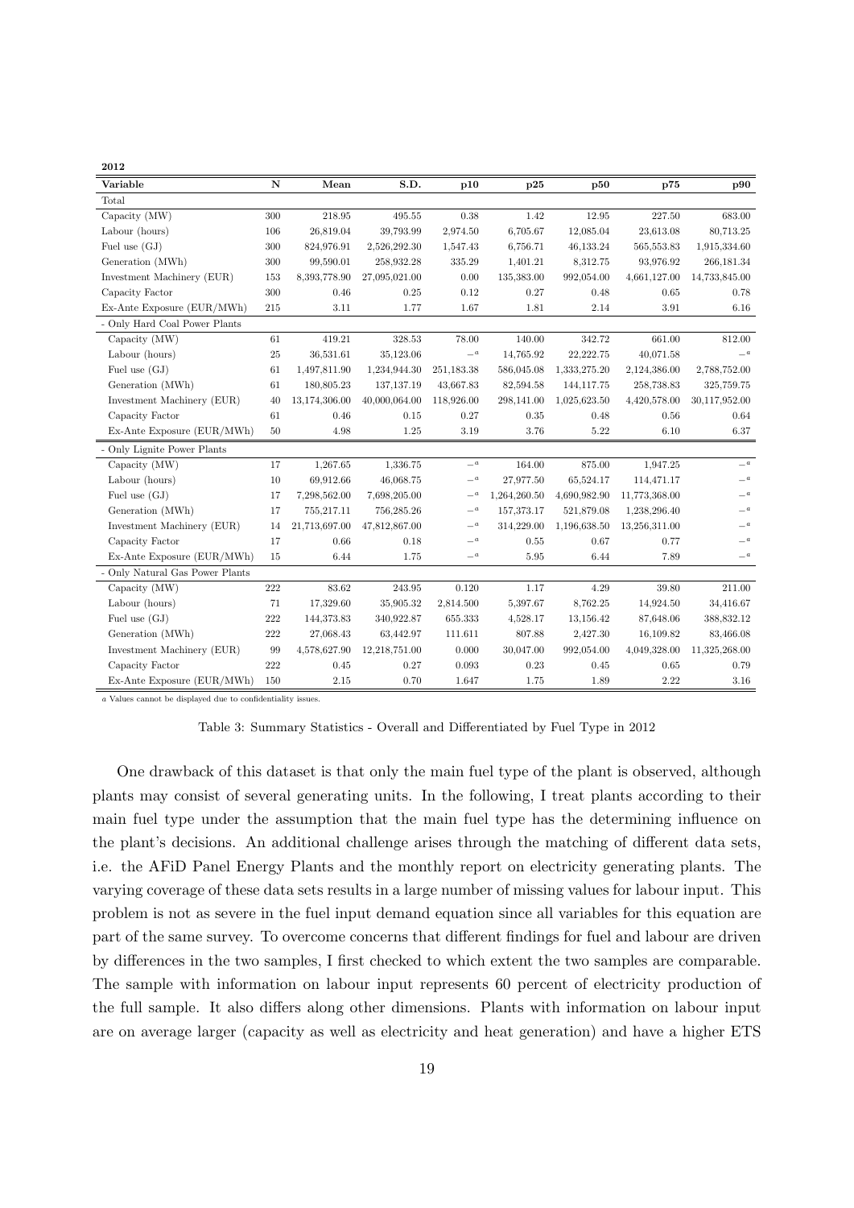**2012**

| Variable | N | Mean | S.D. | p10 | p25 | p50 | p75 | p90 |
|---|---|---|---|---|---|---|---|---|
| Total | | | | | | | | |
| Capacity (MW) | 300 | 218.95 | 495.55 | 0.38 | 1.42 | 12.95 | 227.50 | 683.00 |
| Labour (hours) | 106 | 26,819.04 | 39,793.99 | 2,974.50 | 6,705.67 | 12,085.04 | 23,613.08 | 80,713.25 |
| Fuel use (GJ) | 300 | 824,976.91 | 2,526,292.30 | 1,547.43 | 6,756.71 | 46,133.24 | 565,553.83 | 1,915,334.60 |
| Generation (MWh) | 300 | 99,590.01 | 258,932.28 | 335.29 | 1,401.21 | 8,312.75 | 93,976.92 | 266,181.34 |
| Investment Machinery (EUR) | 153 | 8,393,778.90 | 27,095,021.00 | 0.00 | 135,383.00 | 992,054.00 | 4,661,127.00 | 14,733,845.00 |
| Capacity Factor | 300 | 0.46 | 0.25 | 0.12 | 0.27 | 0.48 | 0.65 | 0.78 |
| Ex-Ante Exposure (EUR/MWh) | 215 | 3.11 | 1.77 | 1.67 | 1.81 | 2.14 | 3.91 | 6.16 |
| - Only Hard Coal Power Plants | | | | | | | | |
| Capacity (MW) | 61 | 419.21 | 328.53 | 78.00 | 140.00 | 342.72 | 661.00 | 812.00 |
| Labour (hours) | 25 | 36,531.61 | 35,123.06 | –[a] | 14,765.92 | 22,222.75 | 40,071.58 | –[a] |
| Fuel use (GJ) | 61 | 1,497,811.90 | 1,234,944.30 | 251,183.38 | 586,045.08 | 1,333,275.20 | 2,124,386.00 | 2,788,752.00 |
| Generation (MWh) | 61 | 180,805.23 | 137,137.19 | 43,667.83 | 82,594.58 | 144,117.75 | 258,738.83 | 325,759.75 |
| Investment Machinery (EUR) | 40 | 13,174,306.00 | 40,000,064.00 | 118,926.00 | 298,141.00 | 1,025,623.50 | 4,420,578.00 | 30,117,952.00 |
| Capacity Factor | 61 | 0.46 | 0.15 | 0.27 | 0.35 | 0.48 | 0.56 | 0.64 |
| Ex-Ante Exposure (EUR/MWh) | 50 | 4.98 | 1.25 | 3.19 | 3.76 | 5.22 | 6.10 | 6.37 |
| - Only Lignite Power Plants | | | | | | | | |
| Capacity (MW) | 17 | 1,267.65 | 1,336.75 | –[a] | 164.00 | 875.00 | 1,947.25 | –[a] |
| Labour (hours) | 10 | 69,912.66 | 46,068.75 | –[a] | 27,977.50 | 65,524.17 | 114,471.17 | –[a] |
| Fuel use (GJ) | 17 | 7,298,562.00 | 7,698,205.00 | –[a] | 1,264,260.50 | 4,690,982.90 | 11,773,368.00 | –[a] |
| Generation (MWh) | 17 | 755,217.11 | 756,285.26 | –[a] | 157,373.17 | 521,879.08 | 1,238,296.40 | –[a] |
| Investment Machinery (EUR) | 14 | 21,713,697.00 | 47,812,867.00 | –[a] | 314,229.00 | 1,196,638.50 | 13,256,311.00 | –[a] |
| Capacity Factor | 17 | 0.66 | 0.18 | –[a] | 0.55 | 0.67 | 0.77 | –[a] |
| Ex-Ante Exposure (EUR/MWh) | 15 | 6.44 | 1.75 | –[a] | 5.95 | 6.44 | 7.89 | –[a] |
| - Only Natural Gas Power Plants | | | | | | | | |
| Capacity (MW) | 222 | 83.62 | 243.95 | 0.120 | 1.17 | 4.29 | 39.80 | 211.00 |
| Labour (hours) | 71 | 17,329.60 | 35,905.32 | 2,814.500 | 5,397.67 | 8,762.25 | 14,924.50 | 34,416.67 |
| Fuel use (GJ) | 222 | 144,373.83 | 340,922.87 | 655.333 | 4,528.17 | 13,156.42 | 87,648.06 | 388,832.12 |
| Generation (MWh) | 222 | 27,068.43 | 63,442.97 | 111.611 | 807.88 | 2,427.30 | 16,109.82 | 83,466.08 |
| Investment Machinery (EUR) | 99 | 4,578,627.90 | 12,218,751.00 | 0.000 | 30,047.00 | 992,054.00 | 4,049,328.00 | 11,325,268.00 |
| Capacity Factor | 222 | 0.45 | 0.27 | 0.093 | 0.23 | 0.45 | 0.65 | 0.79 |
| Ex-Ante Exposure (EUR/MWh) | 150 | 2.15 | 0.70 | 1.647 | 1.75 | 1.89 | 2.22 | 3.16 |

[a] Values cannot be displayed due to confidentiality issues.

Table 3: Summary Statistics - Overall and Differentiated by Fuel Type in 2012

One drawback of this dataset is that only the main fuel type of the plant is observed, although plants may consist of several generating units. In the following, I treat plants according to their main fuel type under the assumption that the main fuel type has the determining influence on the plant's decisions. An additional challenge arises through the matching of different data sets, i.e. the AFiD Panel Energy Plants and the monthly report on electricity generating plants. The varying coverage of these data sets results in a large number of missing values for labour input. This problem is not as severe in the fuel input demand equation since all variables for this equation are part of the same survey. To overcome concerns that different findings for fuel and labour are driven by differences in the two samples, I first checked to which extent the two samples are comparable. The sample with information on labour input represents 60 percent of electricity production of the full sample. It also differs along other dimensions. Plants with information on labour input are on average larger (capacity as well as electricity and heat generation) and have a higher ETS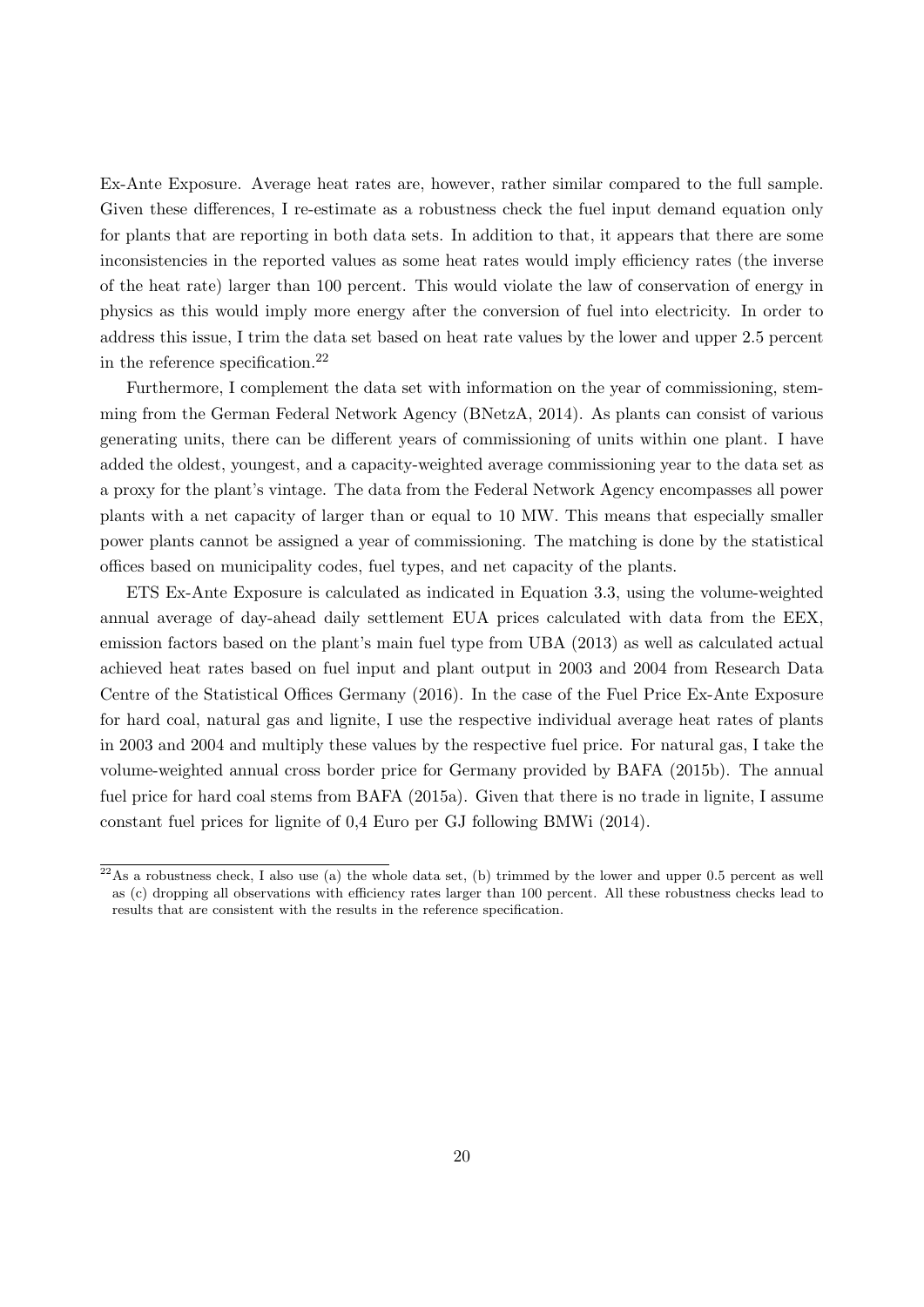Ex-Ante Exposure. Average heat rates are, however, rather similar compared to the full sample. Given these differences, I re-estimate as a robustness check the fuel input demand equation only for plants that are reporting in both data sets. In addition to that, it appears that there are some inconsistencies in the reported values as some heat rates would imply efficiency rates (the inverse of the heat rate) larger than 100 percent. This would violate the law of conservation of energy in physics as this would imply more energy after the conversion of fuel into electricity. In order to address this issue, I trim the data set based on heat rate values by the lower and upper 2.5 percent in the reference specification.[22]

Furthermore, I complement the data set with information on the year of commissioning, stemming from the German Federal Network Agency (BNetzA, 2014). As plants can consist of various generating units, there can be different years of commissioning of units within one plant. I have added the oldest, youngest, and a capacity-weighted average commissioning year to the data set as a proxy for the plant's vintage. The data from the Federal Network Agency encompasses all power plants with a net capacity of larger than or equal to 10 MW. This means that especially smaller power plants cannot be assigned a year of commissioning. The matching is done by the statistical offices based on municipality codes, fuel types, and net capacity of the plants.

ETS Ex-Ante Exposure is calculated as indicated in Equation 3.3, using the volume-weighted annual average of day-ahead daily settlement EUA prices calculated with data from the EEX, emission factors based on the plant's main fuel type from UBA (2013) as well as calculated actual achieved heat rates based on fuel input and plant output in 2003 and 2004 from Research Data Centre of the Statistical Offices Germany (2016). In the case of the Fuel Price Ex-Ante Exposure for hard coal, natural gas and lignite, I use the respective individual average heat rates of plants in 2003 and 2004 and multiply these values by the respective fuel price. For natural gas, I take the volume-weighted annual cross border price for Germany provided by BAFA (2015b). The annual fuel price for hard coal stems from BAFA (2015a). Given that there is no trade in lignite, I assume constant fuel prices for lignite of 0,4 Euro per GJ following BMWi (2014).

[22] As a robustness check, I also use (a) the whole data set, (b) trimmed by the lower and upper 0.5 percent as well as (c) dropping all observations with efficiency rates larger than 100 percent. All these robustness checks lead to results that are consistent with the results in the reference specification.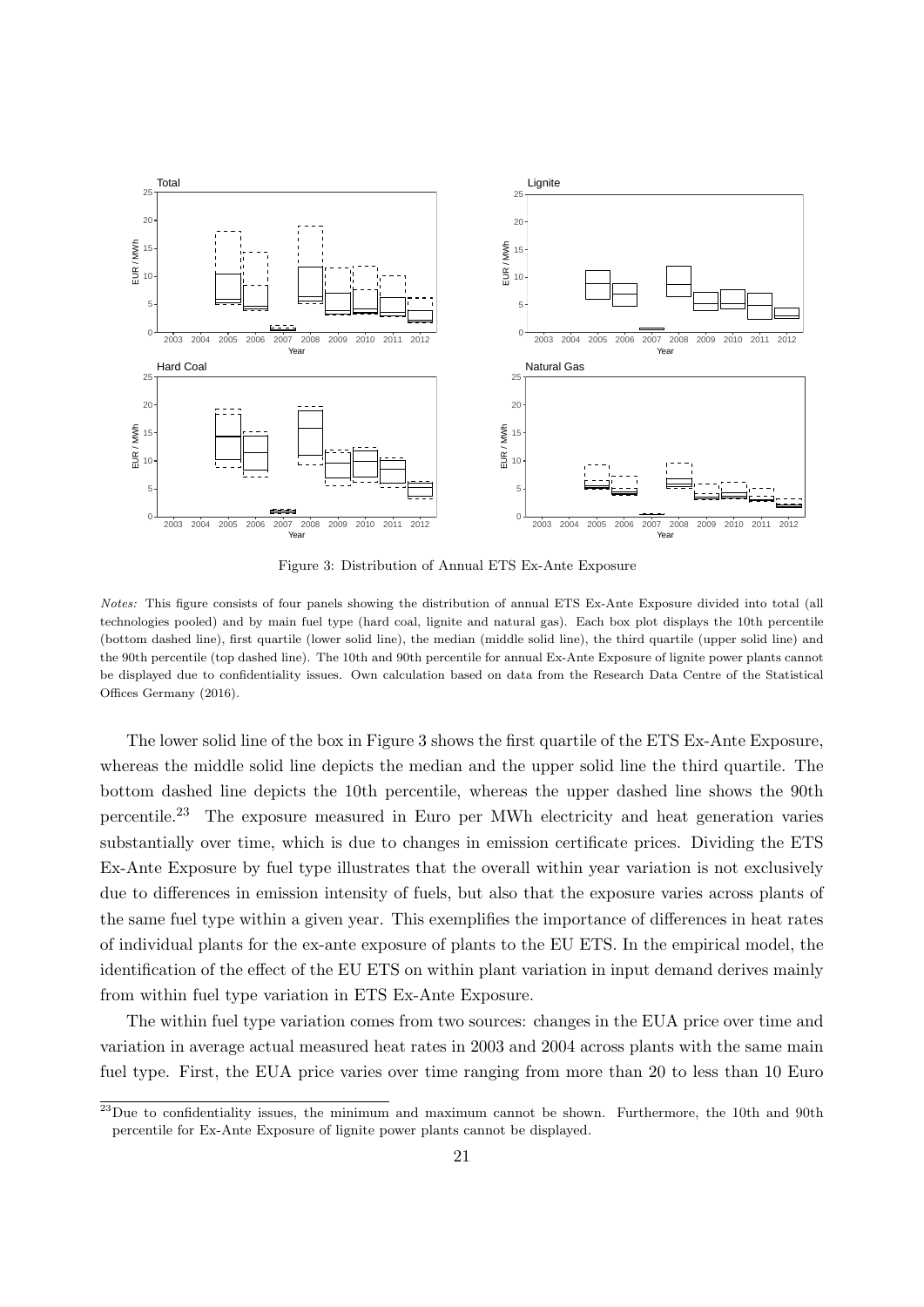Figure 3: Distribution of Annual ETS Ex-Ante Exposure

*Notes:* This figure consists of four panels showing the distribution of annual ETS Ex-Ante Exposure divided into total (all technologies pooled) and by main fuel type (hard coal, lignite and natural gas). Each box plot displays the 10th percentile (bottom dashed line), first quartile (lower solid line), the median (middle solid line), the third quartile (upper solid line) and the 90th percentile (top dashed line). The 10th and 90th percentile for annual Ex-Ante Exposure of lignite power plants cannot be displayed due to confidentiality issues. Own calculation based on data from the Research Data Centre of the Statistical Offices Germany (2016).

The lower solid line of the box in Figure 3 shows the first quartile of the ETS Ex-Ante Exposure, whereas the middle solid line depicts the median and the upper solid line the third quartile. The bottom dashed line depicts the 10th percentile, whereas the upper dashed line shows the 90th percentile.[23] The exposure measured in Euro per MWh electricity and heat generation varies substantially over time, which is due to changes in emission certificate prices. Dividing the ETS Ex-Ante Exposure by fuel type illustrates that the overall within year variation is not exclusively due to differences in emission intensity of fuels, but also that the exposure varies across plants of the same fuel type within a given year. This exemplifies the importance of differences in heat rates of individual plants for the ex-ante exposure of plants to the EU ETS. In the empirical model, the identification of the effect of the EU ETS on within plant variation in input demand derives mainly from within fuel type variation in ETS Ex-Ante Exposure.

The within fuel type variation comes from two sources: changes in the EUA price over time and variation in average actual measured heat rates in 2003 and 2004 across plants with the same main fuel type. First, the EUA price varies over time ranging from more than 20 to less than 10 Euro

[23] Due to confidentiality issues, the minimum and maximum cannot be shown. Furthermore, the 10th and 90th percentile for Ex-Ante Exposure of lignite power plants cannot be displayed.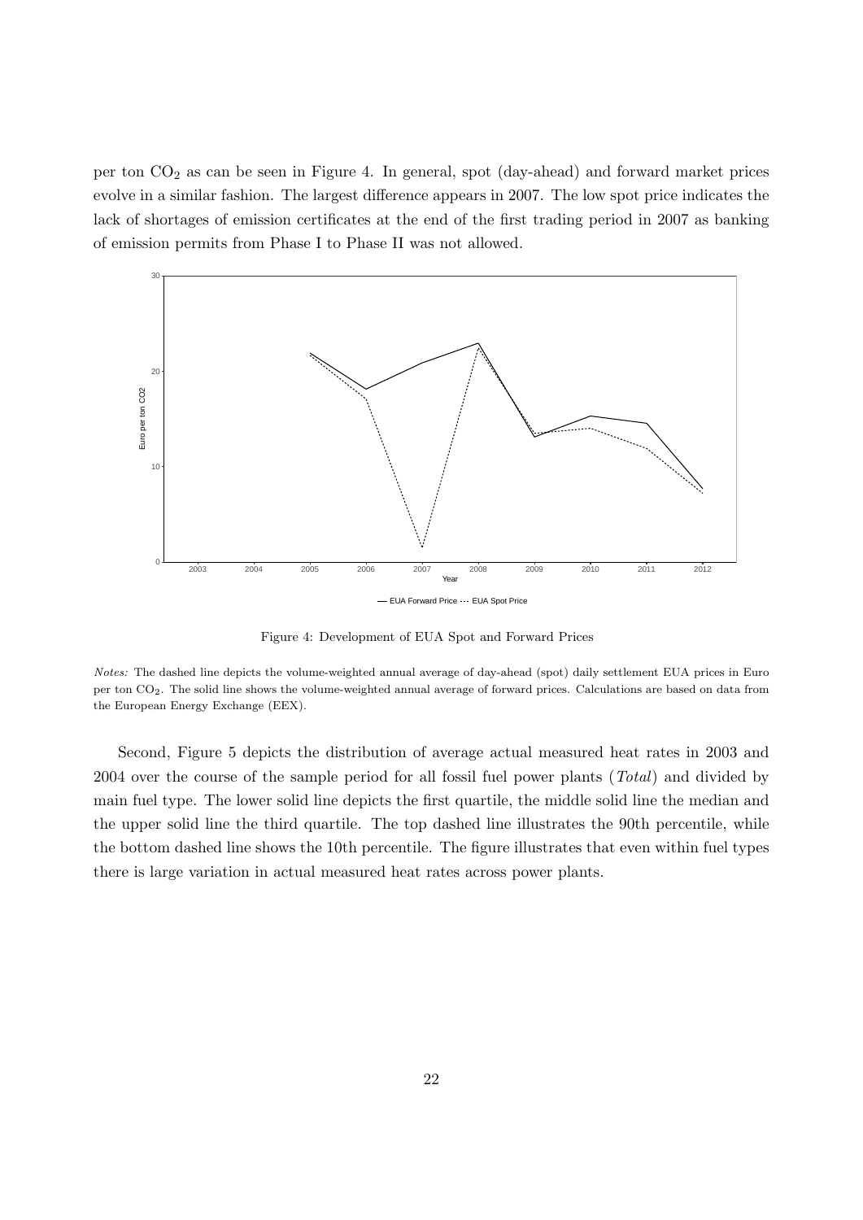per ton $CO_2$ as can be seen in Figure 4. In general, spot (day-ahead) and forward market prices evolve in a similar fashion. The largest difference appears in 2007. The low spot price indicates the lack of shortages of emission certificates at the end of the first trading period in 2007 as banking of emission permits from Phase I to Phase II was not allowed.

Figure 4: Development of EUA Spot and Forward Prices

*Notes:* The dashed line depicts the volume-weighted annual average of day-ahead (spot) daily settlement EUA prices in Euro per ton $CO_2$. The solid line shows the volume-weighted annual average of forward prices. Calculations are based on data from the European Energy Exchange (EEX).

Second, Figure 5 depicts the distribution of average actual measured heat rates in 2003 and 2004 over the course of the sample period for all fossil fuel power plants (*Total*) and divided by main fuel type. The lower solid line depicts the first quartile, the middle solid line the median and the upper solid line the third quartile. The top dashed line illustrates the 90th percentile, while the bottom dashed line shows the 10th percentile. The figure illustrates that even within fuel types there is large variation in actual measured heat rates across power plants.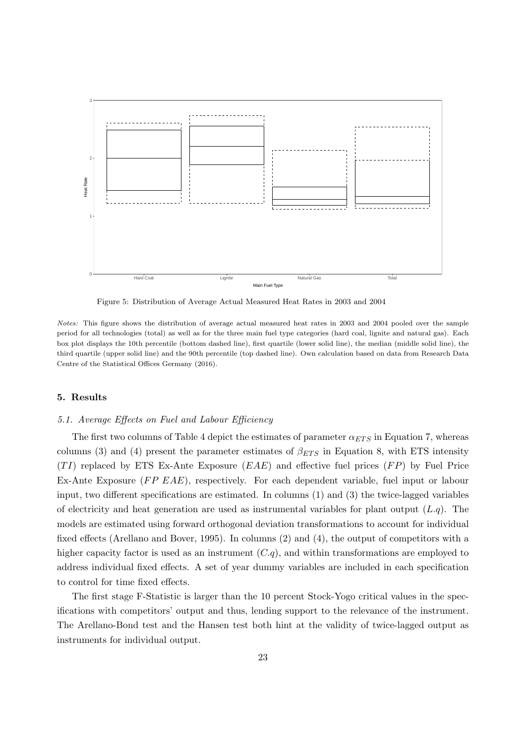Figure 5: Distribution of Average Actual Measured Heat Rates in 2003 and 2004

*Notes:* This figure shows the distribution of average actual measured heat rates in 2003 and 2004 pooled over the sample period for all technologies (total) as well as for the three main fuel type categories (hard coal, lignite and natural gas). Each box plot displays the 10th percentile (bottom dashed line), first quartile (lower solid line), the median (middle solid line), the third quartile (upper solid line) and the 90th percentile (top dashed line). Own calculation based on data from Research Data Centre of the Statistical Offices Germany (2016).

## 5. Results

### 5.1. Average Effects on Fuel and Labour Efficiency

The first two columns of Table 4 depict the estimates of parameter $\alpha_{ETS}$ in Equation 7, whereas columns (3) and (4) present the parameter estimates of $\beta_{ETS}$ in Equation 8, with ETS intensity ($TI$) replaced by ETS Ex-Ante Exposure ($EAE$) and effective fuel prices ($FP$) by Fuel Price Ex-Ante Exposure ($FP\ EAE$), respectively. For each dependent variable, fuel input or labour input, two different specifications are estimated. In columns (1) and (3) the twice-lagged variables of electricity and heat generation are used as instrumental variables for plant output ($L.q$). The models are estimated using forward orthogonal deviation transformations to account for individual fixed effects (Arellano and Bover, 1995). In columns (2) and (4), the output of competitors with a higher capacity factor is used as an instrument ($C.q$), and within transformations are employed to address individual fixed effects. A set of year dummy variables are included in each specification to control for time fixed effects.

The first stage F-Statistic is larger than the 10 percent Stock-Yogo critical values in the specifications with competitors' output and thus, lending support to the relevance of the instrument. The Arellano-Bond test and the Hansen test both hint at the validity of twice-lagged output as instruments for individual output.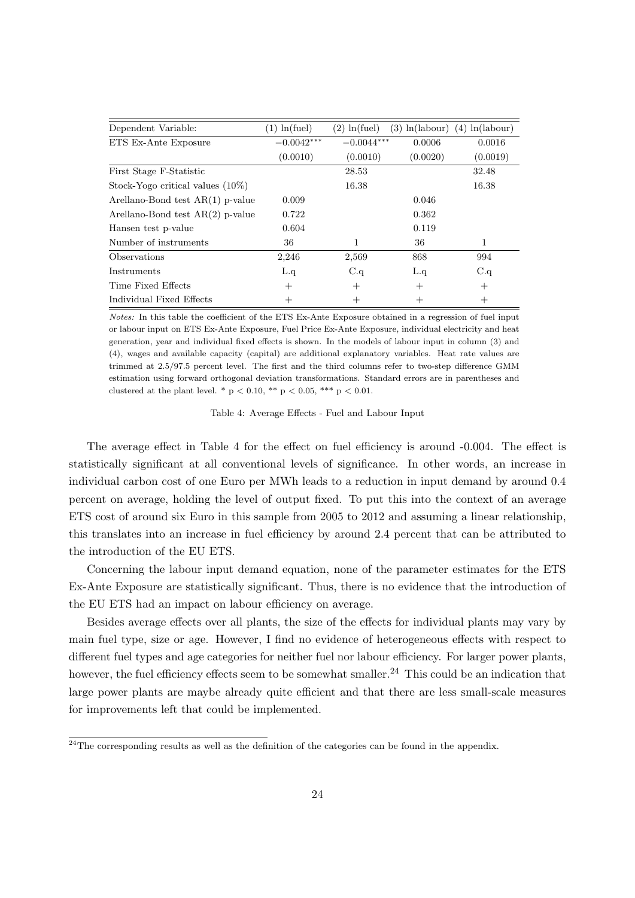| Dependent Variable: | (1) ln(fuel) | (2) ln(fuel) | (3) ln(labour) | (4) ln(labour) |
|---|---|---|---|---|
| ETS Ex-Ante Exposure | $-0.0042^{***}$ | $-0.0044^{***}$ | 0.0006 | 0.0016 |
| | (0.0010) | (0.0010) | (0.0020) | (0.0019) |
| First Stage F-Statistic | | 28.53 | | 32.48 |
| Stock-Yogo critical values (10%) | | 16.38 | | 16.38 |
| Arellano-Bond test AR(1) p-value | 0.009 | | 0.046 | |
| Arellano-Bond test AR(2) p-value | 0.722 | | 0.362 | |
| Hansen test p-value | 0.604 | | 0.119 | |
| Number of instruments | 36 | 1 | 36 | 1 |
| Observations | 2,246 | 2,569 | 868 | 994 |
| Instruments | L.q | C.q | L.q | C.q |
| Time Fixed Effects | + | + | + | + |
| Individual Fixed Effects | + | + | + | + |

*Notes:* In this table the coefficient of the ETS Ex-Ante Exposure obtained in a regression of fuel input or labour input on ETS Ex-Ante Exposure, Fuel Price Ex-Ante Exposure, individual electricity and heat generation, year and individual fixed effects is shown. In the models of labour input in column (3) and (4), wages and available capacity (capital) are additional explanatory variables. Heat rate values are trimmed at 2.5/97.5 percent level. The first and the third columns refer to two-step difference GMM estimation using forward orthogonal deviation transformations. Standard errors are in parentheses and clustered at the plant level. * $p < 0.10$, ** $p < 0.05$, *** $p < 0.01$.

Table 4: Average Effects - Fuel and Labour Input

The average effect in Table 4 for the effect on fuel efficiency is around -0.004. The effect is statistically significant at all conventional levels of significance. In other words, an increase in individual carbon cost of one Euro per MWh leads to a reduction in input demand by around 0.4 percent on average, holding the level of output fixed. To put this into the context of an average ETS cost of around six Euro in this sample from 2005 to 2012 and assuming a linear relationship, this translates into an increase in fuel efficiency by around 2.4 percent that can be attributed to the introduction of the EU ETS.

Concerning the labour input demand equation, none of the parameter estimates for the ETS Ex-Ante Exposure are statistically significant. Thus, there is no evidence that the introduction of the EU ETS had an impact on labour efficiency on average.

Besides average effects over all plants, the size of the effects for individual plants may vary by main fuel type, size or age. However, I find no evidence of heterogeneous effects with respect to different fuel types and age categories for neither fuel nor labour efficiency. For larger power plants, however, the fuel efficiency effects seem to be somewhat smaller.[24] This could be an indication that large power plants are maybe already quite efficient and that there are less small-scale measures for improvements left that could be implemented.

[24] The corresponding results as well as the definition of the categories can be found in the appendix.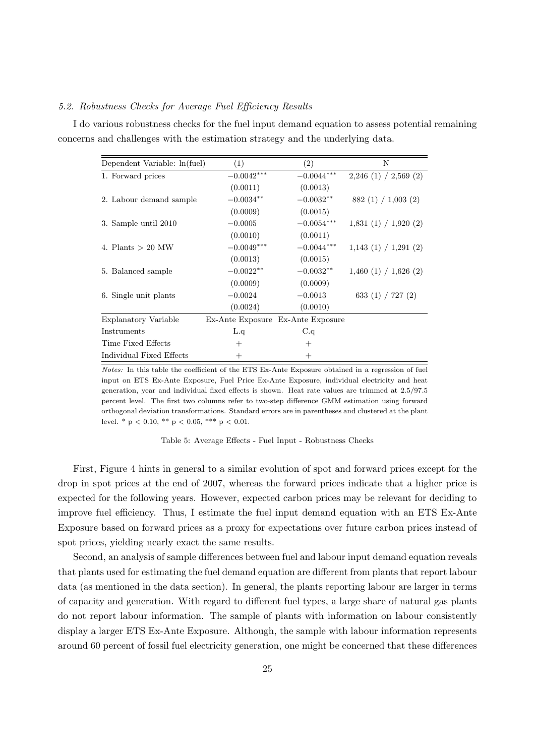### 5.2. Robustness Checks for Average Fuel Efficiency Results

I do various robustness checks for the fuel input demand equation to assess potential remaining concerns and challenges with the estimation strategy and the underlying data.

| Dependent Variable: ln(fuel) | (1) | (2) | N |
|---|---|---|---|
| 1. Forward prices | $-0.0042^{***}$ | $-0.0044^{***}$ | 2,246 (1) / 2,569 (2) |
| | (0.0011) | (0.0013) | |
| 2. Labour demand sample | $-0.0034^{**}$ | $-0.0032^{**}$ | 882 (1) / 1,003 (2) |
| | (0.0009) | (0.0015) | |
| 3. Sample until 2010 | $-0.0005$ | $-0.0054^{***}$ | 1,831 (1) / 1,920 (2) |
| | (0.0010) | (0.0011) | |
| 4. Plants > 20 MW | $-0.0049^{***}$ | $-0.0044^{***}$ | 1,143 (1) / 1,291 (2) |
| | (0.0013) | (0.0015) | |
| 5. Balanced sample | $-0.0022^{**}$ | $-0.0032^{**}$ | 1,460 (1) / 1,626 (2) |
| | (0.0009) | (0.0009) | |
| 6. Single unit plants | $-0.0024$ | $-0.0013$ | 633 (1) / 727 (2) |
| | (0.0024) | (0.0010) | |
| Explanatory Variable | Ex-Ante Exposure | Ex-Ante Exposure | |
| Instruments | L.q | C.q | |
| Time Fixed Effects | + | + | |
| Individual Fixed Effects | + | + | |

*Notes:* In this table the coefficient of the ETS Ex-Ante Exposure obtained in a regression of fuel input on ETS Ex-Ante Exposure, Fuel Price Ex-Ante Exposure, individual electricity and heat generation, year and individual fixed effects is shown. Heat rate values are trimmed at 2.5/97.5 percent level. The first two columns refer to two-step difference GMM estimation using forward orthogonal deviation transformations. Standard errors are in parentheses and clustered at the plant level. * $p < 0.10$, ** $p < 0.05$, *** $p < 0.01$.

Table 5: Average Effects - Fuel Input - Robustness Checks

First, Figure 4 hints in general to a similar evolution of spot and forward prices except for the drop in spot prices at the end of 2007, whereas the forward prices indicate that a higher price is expected for the following years. However, expected carbon prices may be relevant for deciding to improve fuel efficiency. Thus, I estimate the fuel input demand equation with an ETS Ex-Ante Exposure based on forward prices as a proxy for expectations over future carbon prices instead of spot prices, yielding nearly exact the same results.

Second, an analysis of sample differences between fuel and labour input demand equation reveals that plants used for estimating the fuel demand equation are different from plants that report labour data (as mentioned in the data section). In general, the plants reporting labour are larger in terms of capacity and generation. With regard to different fuel types, a large share of natural gas plants do not report labour information. The sample of plants with information on labour consistently display a larger ETS Ex-Ante Exposure. Although, the sample with labour information represents around 60 percent of fossil fuel electricity generation, one might be concerned that these differences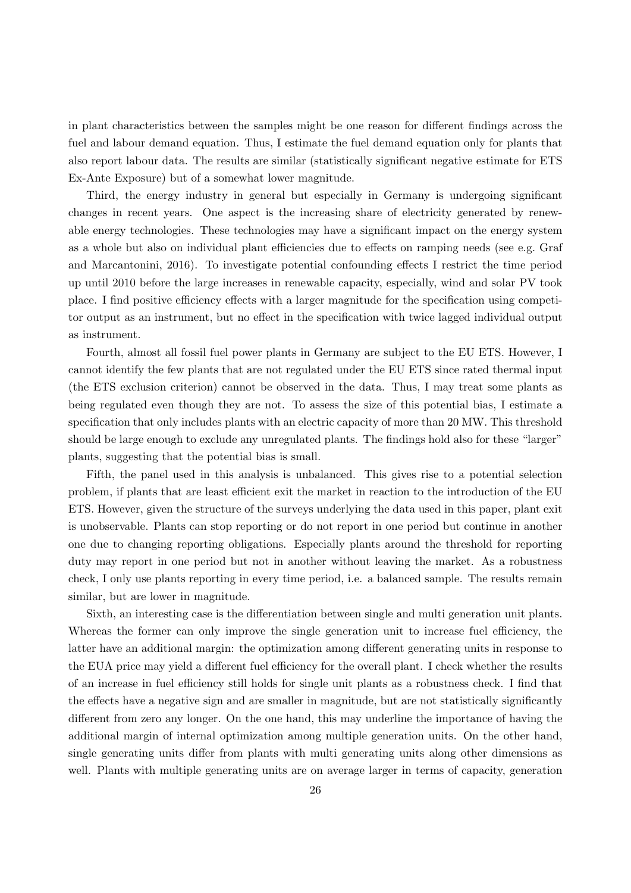in plant characteristics between the samples might be one reason for different findings across the fuel and labour demand equation. Thus, I estimate the fuel demand equation only for plants that also report labour data. The results are similar (statistically significant negative estimate for ETS Ex-Ante Exposure) but of a somewhat lower magnitude.

Third, the energy industry in general but especially in Germany is undergoing significant changes in recent years. One aspect is the increasing share of electricity generated by renewable energy technologies. These technologies may have a significant impact on the energy system as a whole but also on individual plant efficiencies due to effects on ramping needs (see e.g. Graf and Marcantonini, 2016). To investigate potential confounding effects I restrict the time period up until 2010 before the large increases in renewable capacity, especially, wind and solar PV took place. I find positive efficiency effects with a larger magnitude for the specification using competitor output as an instrument, but no effect in the specification with twice lagged individual output as instrument.

Fourth, almost all fossil fuel power plants in Germany are subject to the EU ETS. However, I cannot identify the few plants that are not regulated under the EU ETS since rated thermal input (the ETS exclusion criterion) cannot be observed in the data. Thus, I may treat some plants as being regulated even though they are not. To assess the size of this potential bias, I estimate a specification that only includes plants with an electric capacity of more than 20 MW. This threshold should be large enough to exclude any unregulated plants. The findings hold also for these "larger" plants, suggesting that the potential bias is small.

Fifth, the panel used in this analysis is unbalanced. This gives rise to a potential selection problem, if plants that are least efficient exit the market in reaction to the introduction of the EU ETS. However, given the structure of the surveys underlying the data used in this paper, plant exit is unobservable. Plants can stop reporting or do not report in one period but continue in another one due to changing reporting obligations. Especially plants around the threshold for reporting duty may report in one period but not in another without leaving the market. As a robustness check, I only use plants reporting in every time period, i.e. a balanced sample. The results remain similar, but are lower in magnitude.

Sixth, an interesting case is the differentiation between single and multi generation unit plants. Whereas the former can only improve the single generation unit to increase fuel efficiency, the latter have an additional margin: the optimization among different generating units in response to the EUA price may yield a different fuel efficiency for the overall plant. I check whether the results of an increase in fuel efficiency still holds for single unit plants as a robustness check. I find that the effects have a negative sign and are smaller in magnitude, but are not statistically significantly different from zero any longer. On the one hand, this may underline the importance of having the additional margin of internal optimization among multiple generation units. On the other hand, single generating units differ from plants with multi generating units along other dimensions as well. Plants with multiple generating units are on average larger in terms of capacity, generation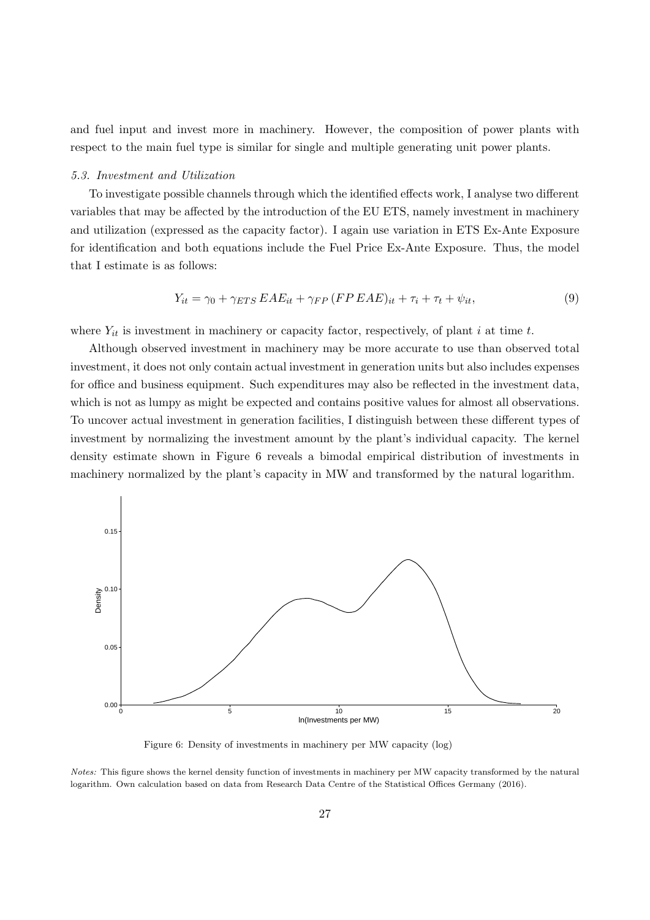and fuel input and invest more in machinery. However, the composition of power plants with respect to the main fuel type is similar for single and multiple generating unit power plants.

### *5.3. Investment and Utilization*

To investigate possible channels through which the identified effects work, I analyse two different variables that may be affected by the introduction of the EU ETS, namely investment in machinery and utilization (expressed as the capacity factor). I again use variation in ETS Ex-Ante Exposure for identification and both equations include the Fuel Price Ex-Ante Exposure. Thus, the model that I estimate is as follows:

$$Y_{it} = \gamma_0 + \gamma_{ETS}\, EAE_{it} + \gamma_{FP}\,(FP\, EAE)_{it} + \tau_i + \tau_t + \psi_{it}, \tag{9}$$

where $Y_{it}$ is investment in machinery or capacity factor, respectively, of plant $i$ at time $t$.

Although observed investment in machinery may be more accurate to use than observed total investment, it does not only contain actual investment in generation units but also includes expenses for office and business equipment. Such expenditures may also be reflected in the investment data, which is not as lumpy as might be expected and contains positive values for almost all observations. To uncover actual investment in generation facilities, I distinguish between these different types of investment by normalizing the investment amount by the plant's individual capacity. The kernel density estimate shown in Figure 6 reveals a bimodal empirical distribution of investments in machinery normalized by the plant's capacity in MW and transformed by the natural logarithm.

Figure 6: Density of investments in machinery per MW capacity (log)

*Notes:* This figure shows the kernel density function of investments in machinery per MW capacity transformed by the natural logarithm. Own calculation based on data from Research Data Centre of the Statistical Offices Germany (2016).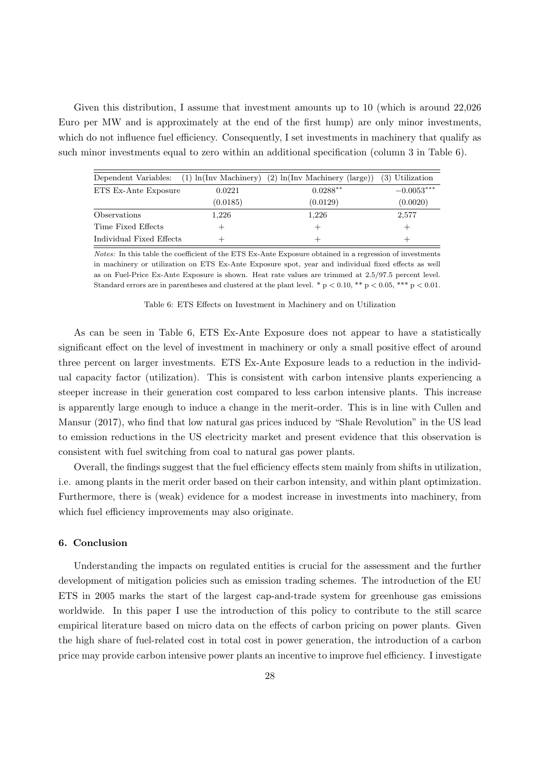Given this distribution, I assume that investment amounts up to 10 (which is around 22,026 Euro per MW and is approximately at the end of the first hump) are only minor investments, which do not influence fuel efficiency. Consequently, I set investments in machinery that qualify as such minor investments equal to zero within an additional specification (column 3 in Table 6).

| Dependent Variables: | (1) ln(Inv Machinery) | (2) ln(Inv Machinery (large)) | (3) Utilization |
|---|---|---|---|
| ETS Ex-Ante Exposure | 0.0221 | $0.0288^{**}$ | $-0.0053^{***}$ |
| | (0.0185) | (0.0129) | (0.0020) |
| Observations | 1,226 | 1,226 | 2,577 |
| Time Fixed Effects | + | + | + |
| Individual Fixed Effects | + | + | + |

*Notes:* In this table the coefficient of the ETS Ex-Ante Exposure obtained in a regression of investments in machinery or utilization on ETS Ex-Ante Exposure spot, year and individual fixed effects as well as on Fuel-Price Ex-Ante Exposure is shown. Heat rate values are trimmed at 2.5/97.5 percent level. Standard errors are in parentheses and clustered at the plant level. * $p < 0.10$, ** $p < 0.05$, *** $p < 0.01$.

Table 6: ETS Effects on Investment in Machinery and on Utilization

As can be seen in Table 6, ETS Ex-Ante Exposure does not appear to have a statistically significant effect on the level of investment in machinery or only a small positive effect of around three percent on larger investments. ETS Ex-Ante Exposure leads to a reduction in the individual capacity factor (utilization). This is consistent with carbon intensive plants experiencing a steeper increase in their generation cost compared to less carbon intensive plants. This increase is apparently large enough to induce a change in the merit-order. This is in line with Cullen and Mansur (2017), who find that low natural gas prices induced by "Shale Revolution" in the US lead to emission reductions in the US electricity market and present evidence that this observation is consistent with fuel switching from coal to natural gas power plants.

Overall, the findings suggest that the fuel efficiency effects stem mainly from shifts in utilization, i.e. among plants in the merit order based on their carbon intensity, and within plant optimization. Furthermore, there is (weak) evidence for a modest increase in investments into machinery, from which fuel efficiency improvements may also originate.

## 6. Conclusion

Understanding the impacts on regulated entities is crucial for the assessment and the further development of mitigation policies such as emission trading schemes. The introduction of the EU ETS in 2005 marks the start of the largest cap-and-trade system for greenhouse gas emissions worldwide. In this paper I use the introduction of this policy to contribute to the still scarce empirical literature based on micro data on the effects of carbon pricing on power plants. Given the high share of fuel-related cost in total cost in power generation, the introduction of a carbon price may provide carbon intensive power plants an incentive to improve fuel efficiency. I investigate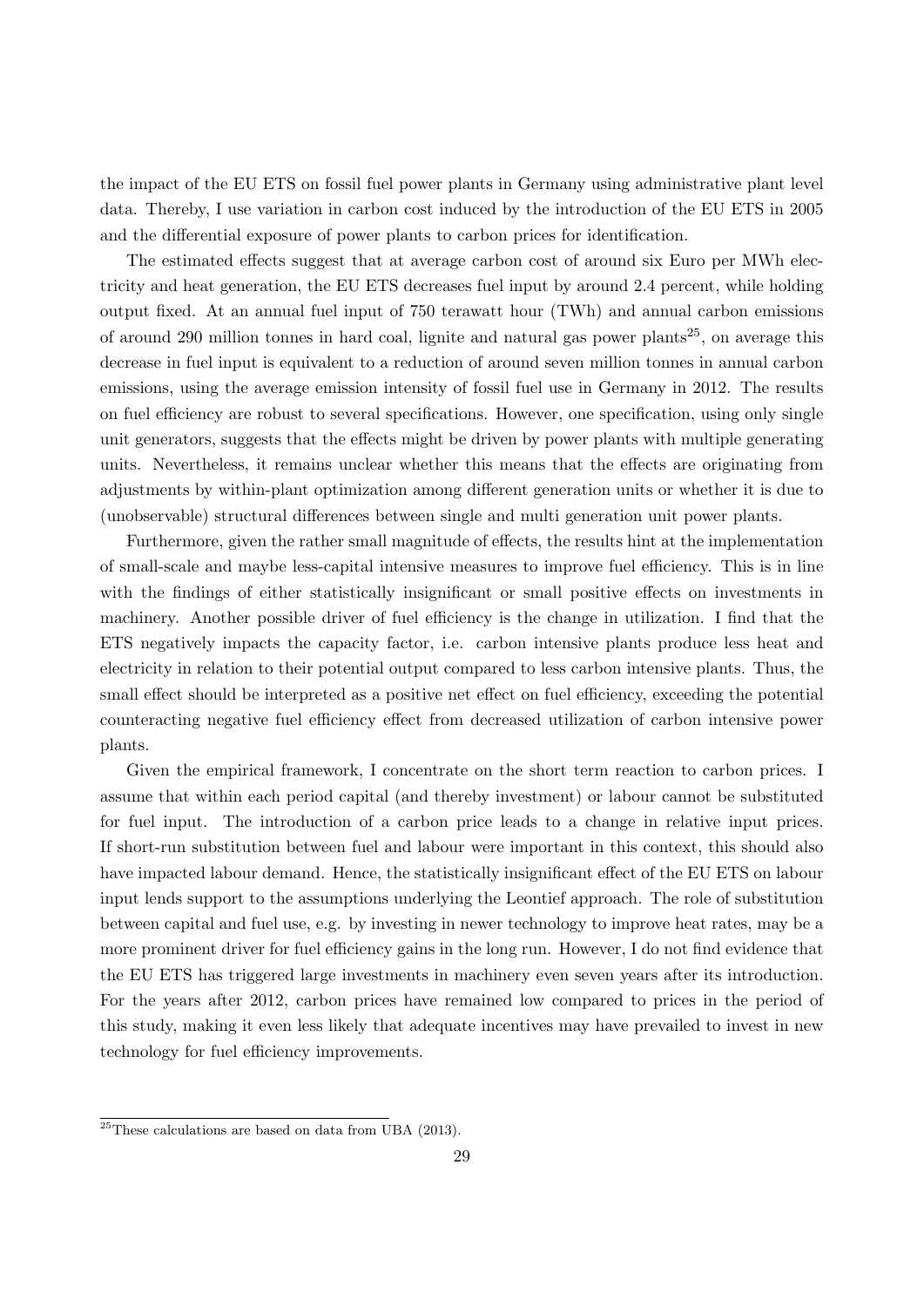the impact of the EU ETS on fossil fuel power plants in Germany using administrative plant level data. Thereby, I use variation in carbon cost induced by the introduction of the EU ETS in 2005 and the differential exposure of power plants to carbon prices for identification.

The estimated effects suggest that at average carbon cost of around six Euro per MWh electricity and heat generation, the EU ETS decreases fuel input by around 2.4 percent, while holding output fixed. At an annual fuel input of 750 terawatt hour (TWh) and annual carbon emissions of around 290 million tonnes in hard coal, lignite and natural gas power plants[25], on average this decrease in fuel input is equivalent to a reduction of around seven million tonnes in annual carbon emissions, using the average emission intensity of fossil fuel use in Germany in 2012. The results on fuel efficiency are robust to several specifications. However, one specification, using only single unit generators, suggests that the effects might be driven by power plants with multiple generating units. Nevertheless, it remains unclear whether this means that the effects are originating from adjustments by within-plant optimization among different generation units or whether it is due to (unobservable) structural differences between single and multi generation unit power plants.

Furthermore, given the rather small magnitude of effects, the results hint at the implementation of small-scale and maybe less-capital intensive measures to improve fuel efficiency. This is in line with the findings of either statistically insignificant or small positive effects on investments in machinery. Another possible driver of fuel efficiency is the change in utilization. I find that the ETS negatively impacts the capacity factor, i.e. carbon intensive plants produce less heat and electricity in relation to their potential output compared to less carbon intensive plants. Thus, the small effect should be interpreted as a positive net effect on fuel efficiency, exceeding the potential counteracting negative fuel efficiency effect from decreased utilization of carbon intensive power plants.

Given the empirical framework, I concentrate on the short term reaction to carbon prices. I assume that within each period capital (and thereby investment) or labour cannot be substituted for fuel input. The introduction of a carbon price leads to a change in relative input prices. If short-run substitution between fuel and labour were important in this context, this should also have impacted labour demand. Hence, the statistically insignificant effect of the EU ETS on labour input lends support to the assumptions underlying the Leontief approach. The role of substitution between capital and fuel use, e.g. by investing in newer technology to improve heat rates, may be a more prominent driver for fuel efficiency gains in the long run. However, I do not find evidence that the EU ETS has triggered large investments in machinery even seven years after its introduction. For the years after 2012, carbon prices have remained low compared to prices in the period of this study, making it even less likely that adequate incentives may have prevailed to invest in new technology for fuel efficiency improvements.

[25] These calculations are based on data from UBA (2013).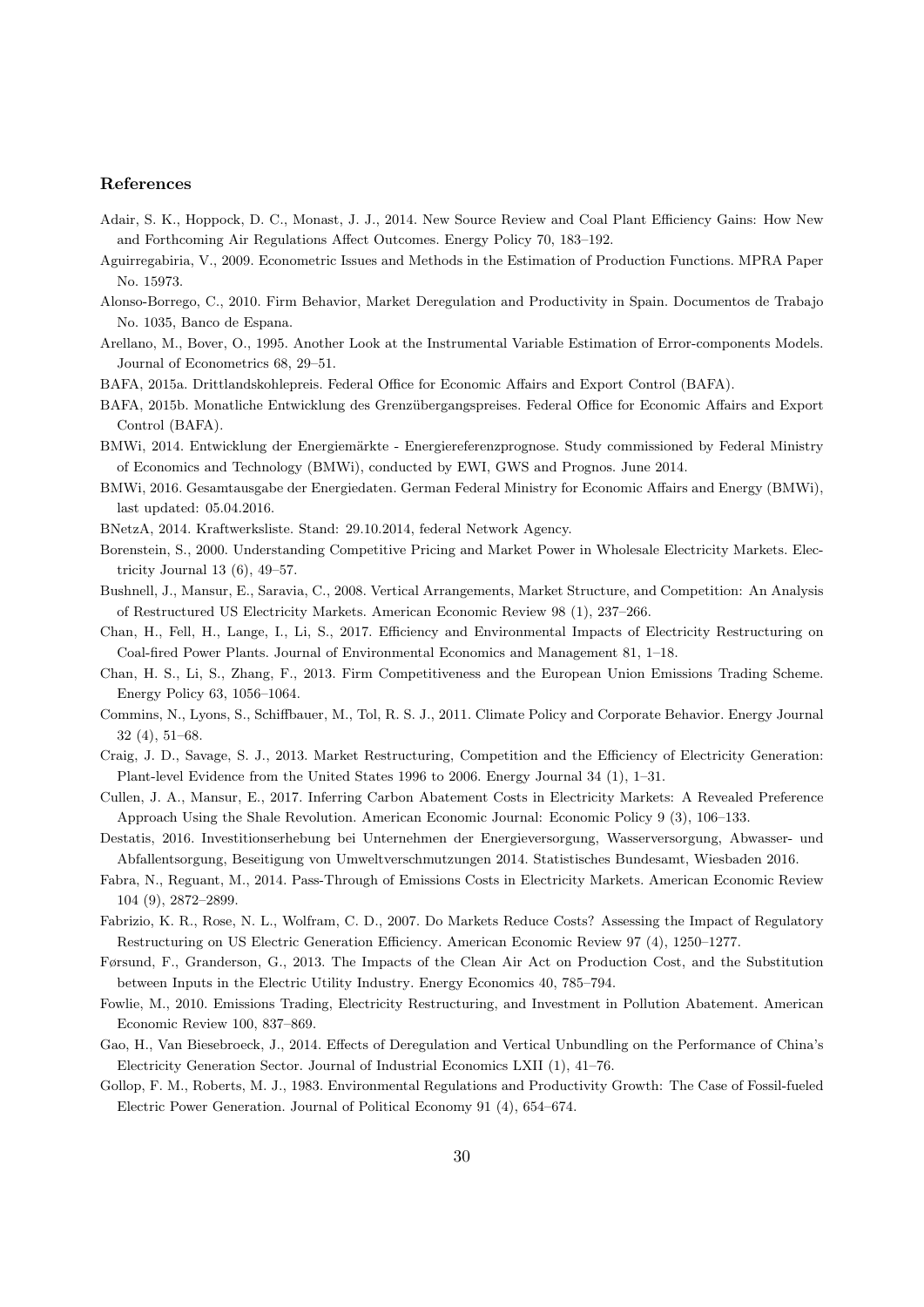### References

Adair, S. K., Hoppock, D. C., Monast, J. J., 2014. New Source Review and Coal Plant Efficiency Gains: How New and Forthcoming Air Regulations Affect Outcomes. Energy Policy 70, 183–192.

Aguirregabiria, V., 2009. Econometric Issues and Methods in the Estimation of Production Functions. MPRA Paper No. 15973.

Alonso-Borrego, C., 2010. Firm Behavior, Market Deregulation and Productivity in Spain. Documentos de Trabajo No. 1035, Banco de Espana.

Arellano, M., Bover, O., 1995. Another Look at the Instrumental Variable Estimation of Error-components Models. Journal of Econometrics 68, 29–51.

BAFA, 2015a. Drittlandskohlepreis. Federal Office for Economic Affairs and Export Control (BAFA).

BAFA, 2015b. Monatliche Entwicklung des Grenzübergangspreises. Federal Office for Economic Affairs and Export Control (BAFA).

BMWi, 2014. Entwicklung der Energiemärkte - Energiereferenzprognose. Study commissioned by Federal Ministry of Economics and Technology (BMWi), conducted by EWI, GWS and Prognos. June 2014.

BMWi, 2016. Gesamtausgabe der Energiedaten. German Federal Ministry for Economic Affairs and Energy (BMWi), last updated: 05.04.2016.

BNetzA, 2014. Kraftwerksliste. Stand: 29.10.2014, federal Network Agency.

Borenstein, S., 2000. Understanding Competitive Pricing and Market Power in Wholesale Electricity Markets. Electricity Journal 13 (6), 49–57.

Bushnell, J., Mansur, E., Saravia, C., 2008. Vertical Arrangements, Market Structure, and Competition: An Analysis of Restructured US Electricity Markets. American Economic Review 98 (1), 237–266.

Chan, H., Fell, H., Lange, I., Li, S., 2017. Efficiency and Environmental Impacts of Electricity Restructuring on Coal-fired Power Plants. Journal of Environmental Economics and Management 81, 1–18.

Chan, H. S., Li, S., Zhang, F., 2013. Firm Competitiveness and the European Union Emissions Trading Scheme. Energy Policy 63, 1056–1064.

Commins, N., Lyons, S., Schiffbauer, M., Tol, R. S. J., 2011. Climate Policy and Corporate Behavior. Energy Journal 32 (4), 51–68.

Craig, J. D., Savage, S. J., 2013. Market Restructuring, Competition and the Efficiency of Electricity Generation: Plant-level Evidence from the United States 1996 to 2006. Energy Journal 34 (1), 1–31.

Cullen, J. A., Mansur, E., 2017. Inferring Carbon Abatement Costs in Electricity Markets: A Revealed Preference Approach Using the Shale Revolution. American Economic Journal: Economic Policy 9 (3), 106–133.

Destatis, 2016. Investitionserhebung bei Unternehmen der Energieversorgung, Wasserversorgung, Abwasser- und Abfallentsorgung, Beseitigung von Umweltverschmutzungen 2014. Statistisches Bundesamt, Wiesbaden 2016.

Fabra, N., Reguant, M., 2014. Pass-Through of Emissions Costs in Electricity Markets. American Economic Review 104 (9), 2872–2899.

Fabrizio, K. R., Rose, N. L., Wolfram, C. D., 2007. Do Markets Reduce Costs? Assessing the Impact of Regulatory Restructuring on US Electric Generation Efficiency. American Economic Review 97 (4), 1250–1277.

Førsund, F., Granderson, G., 2013. The Impacts of the Clean Air Act on Production Cost, and the Substitution between Inputs in the Electric Utility Industry. Energy Economics 40, 785–794.

Fowlie, M., 2010. Emissions Trading, Electricity Restructuring, and Investment in Pollution Abatement. American Economic Review 100, 837–869.

Gao, H., Van Biesebroeck, J., 2014. Effects of Deregulation and Vertical Unbundling on the Performance of China's Electricity Generation Sector. Journal of Industrial Economics LXII (1), 41–76.

Gollop, F. M., Roberts, M. J., 1983. Environmental Regulations and Productivity Growth: The Case of Fossil-fueled Electric Power Generation. Journal of Political Economy 91 (4), 654–674.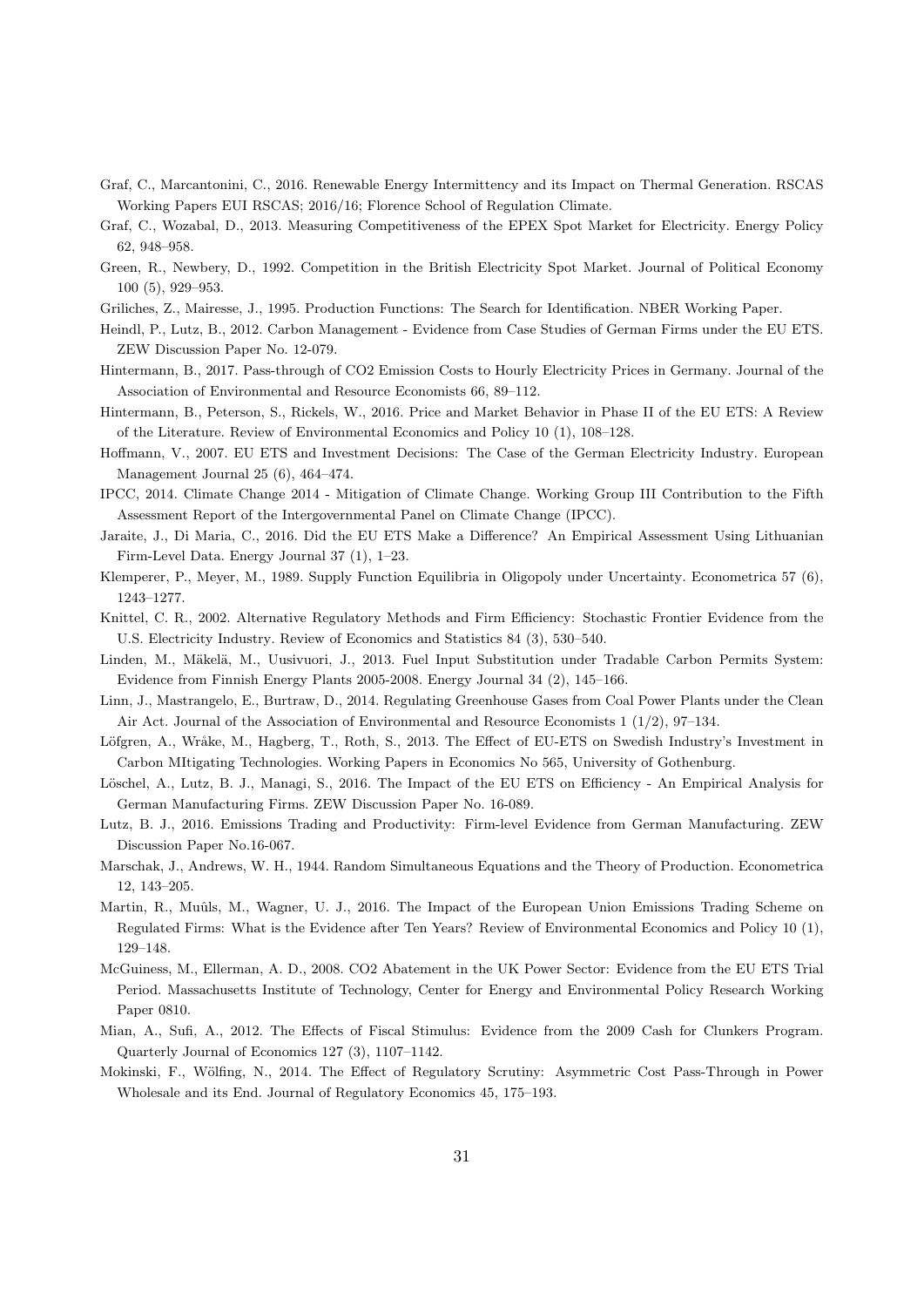Graf, C., Marcantonini, C., 2016. Renewable Energy Intermittency and its Impact on Thermal Generation. RSCAS Working Papers EUI RSCAS; 2016/16; Florence School of Regulation Climate.

Graf, C., Wozabal, D., 2013. Measuring Competitiveness of the EPEX Spot Market for Electricity. Energy Policy 62, 948–958.

Green, R., Newbery, D., 1992. Competition in the British Electricity Spot Market. Journal of Political Economy 100 (5), 929–953.

Griliches, Z., Mairesse, J., 1995. Production Functions: The Search for Identification. NBER Working Paper.

Heindl, P., Lutz, B., 2012. Carbon Management - Evidence from Case Studies of German Firms under the EU ETS. ZEW Discussion Paper No. 12-079.

Hintermann, B., 2017. Pass-through of CO2 Emission Costs to Hourly Electricity Prices in Germany. Journal of the Association of Environmental and Resource Economists 66, 89–112.

Hintermann, B., Peterson, S., Rickels, W., 2016. Price and Market Behavior in Phase II of the EU ETS: A Review of the Literature. Review of Environmental Economics and Policy 10 (1), 108–128.

Hoffmann, V., 2007. EU ETS and Investment Decisions: The Case of the German Electricity Industry. European Management Journal 25 (6), 464–474.

IPCC, 2014. Climate Change 2014 - Mitigation of Climate Change. Working Group III Contribution to the Fifth Assessment Report of the Intergovernmental Panel on Climate Change (IPCC).

Jaraite, J., Di Maria, C., 2016. Did the EU ETS Make a Difference? An Empirical Assessment Using Lithuanian Firm-Level Data. Energy Journal 37 (1), 1–23.

Klemperer, P., Meyer, M., 1989. Supply Function Equilibria in Oligopoly under Uncertainty. Econometrica 57 (6), 1243–1277.

Knittel, C. R., 2002. Alternative Regulatory Methods and Firm Efficiency: Stochastic Frontier Evidence from the U.S. Electricity Industry. Review of Economics and Statistics 84 (3), 530–540.

Linden, M., Mäkelä, M., Uusivuori, J., 2013. Fuel Input Substitution under Tradable Carbon Permits System: Evidence from Finnish Energy Plants 2005-2008. Energy Journal 34 (2), 145–166.

Linn, J., Mastrangelo, E., Burtraw, D., 2014. Regulating Greenhouse Gases from Coal Power Plants under the Clean Air Act. Journal of the Association of Environmental and Resource Economists 1 (1/2), 97–134.

Löfgren, A., Wråke, M., Hagberg, T., Roth, S., 2013. The Effect of EU-ETS on Swedish Industry's Investment in Carbon MItigating Technologies. Working Papers in Economics No 565, University of Gothenburg.

Löschel, A., Lutz, B. J., Managi, S., 2016. The Impact of the EU ETS on Efficiency - An Empirical Analysis for German Manufacturing Firms. ZEW Discussion Paper No. 16-089.

Lutz, B. J., 2016. Emissions Trading and Productivity: Firm-level Evidence from German Manufacturing. ZEW Discussion Paper No.16-067.

Marschak, J., Andrews, W. H., 1944. Random Simultaneous Equations and the Theory of Production. Econometrica 12, 143–205.

Martin, R., Muûls, M., Wagner, U. J., 2016. The Impact of the European Union Emissions Trading Scheme on Regulated Firms: What is the Evidence after Ten Years? Review of Environmental Economics and Policy 10 (1), 129–148.

McGuiness, M., Ellerman, A. D., 2008. CO2 Abatement in the UK Power Sector: Evidence from the EU ETS Trial Period. Massachusetts Institute of Technology, Center for Energy and Environmental Policy Research Working Paper 0810.

Mian, A., Sufi, A., 2012. The Effects of Fiscal Stimulus: Evidence from the 2009 Cash for Clunkers Program. Quarterly Journal of Economics 127 (3), 1107–1142.

Mokinski, F., Wölfing, N., 2014. The Effect of Regulatory Scrutiny: Asymmetric Cost Pass-Through in Power Wholesale and its End. Journal of Regulatory Economics 45, 175–193.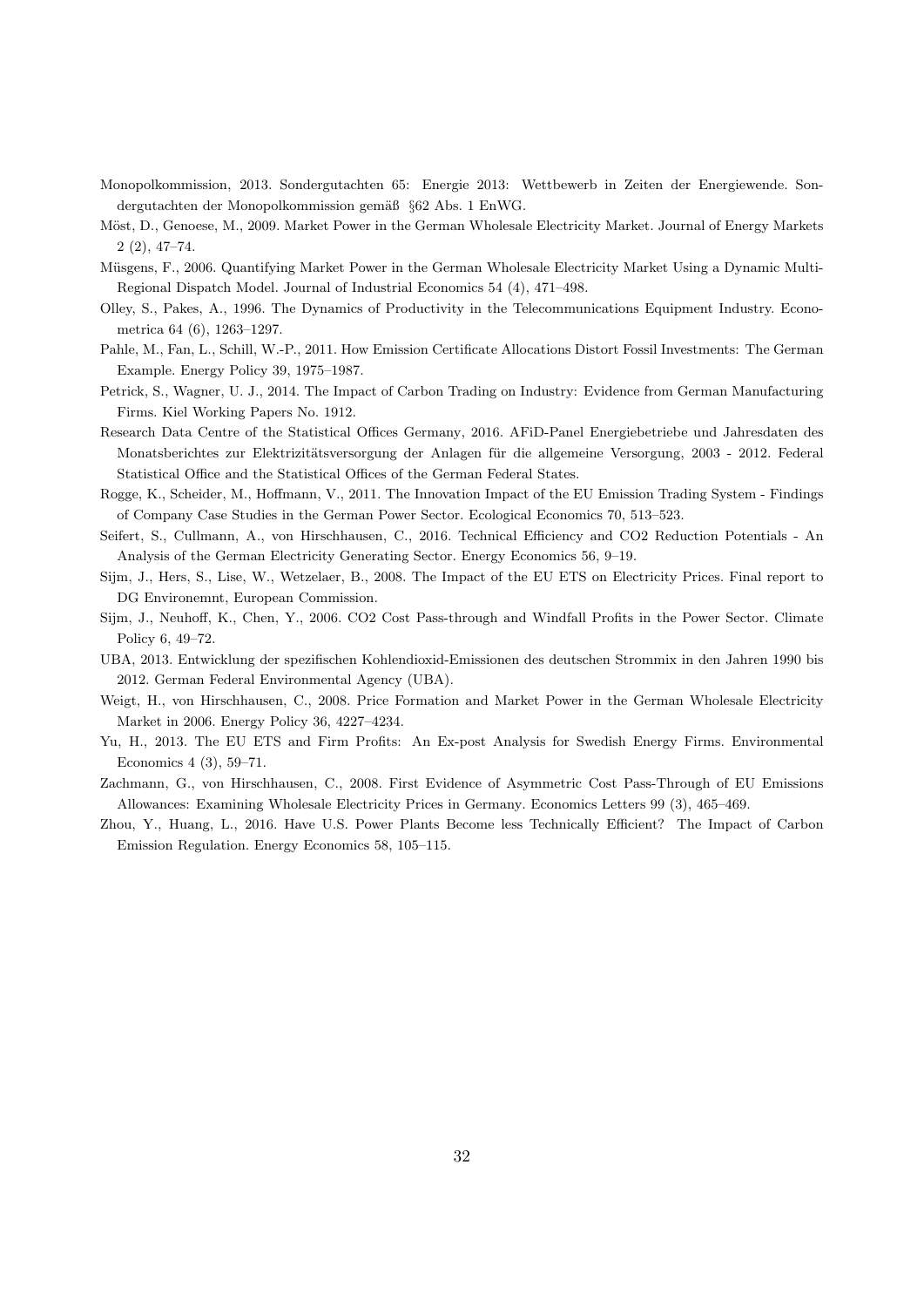Monopolkommission, 2013. Sondergutachten 65: Energie 2013: Wettbewerb in Zeiten der Energiewende. Sondergutachten der Monopolkommission gemäß §62 Abs. 1 EnWG.

Möst, D., Genoese, M., 2009. Market Power in the German Wholesale Electricity Market. Journal of Energy Markets 2 (2), 47–74.

Müsgens, F., 2006. Quantifying Market Power in the German Wholesale Electricity Market Using a Dynamic Multi-Regional Dispatch Model. Journal of Industrial Economics 54 (4), 471–498.

Olley, S., Pakes, A., 1996. The Dynamics of Productivity in the Telecommunications Equipment Industry. Econometrica 64 (6), 1263–1297.

Pahle, M., Fan, L., Schill, W.-P., 2011. How Emission Certificate Allocations Distort Fossil Investments: The German Example. Energy Policy 39, 1975–1987.

Petrick, S., Wagner, U. J., 2014. The Impact of Carbon Trading on Industry: Evidence from German Manufacturing Firms. Kiel Working Papers No. 1912.

Research Data Centre of the Statistical Offices Germany, 2016. AFiD-Panel Energiebetriebe und Jahresdaten des Monatsberichtes zur Elektrizitätsversorgung der Anlagen für die allgemeine Versorgung, 2003 - 2012. Federal Statistical Office and the Statistical Offices of the German Federal States.

Rogge, K., Scheider, M., Hoffmann, V., 2011. The Innovation Impact of the EU Emission Trading System - Findings of Company Case Studies in the German Power Sector. Ecological Economics 70, 513–523.

Seifert, S., Cullmann, A., von Hirschhausen, C., 2016. Technical Efficiency and CO2 Reduction Potentials - An Analysis of the German Electricity Generating Sector. Energy Economics 56, 9–19.

Sijm, J., Hers, S., Lise, W., Wetzelaer, B., 2008. The Impact of the EU ETS on Electricity Prices. Final report to DG Environemnt, European Commission.

Sijm, J., Neuhoff, K., Chen, Y., 2006. CO2 Cost Pass-through and Windfall Profits in the Power Sector. Climate Policy 6, 49–72.

UBA, 2013. Entwicklung der spezifischen Kohlendioxid-Emissionen des deutschen Strommix in den Jahren 1990 bis 2012. German Federal Environmental Agency (UBA).

Weigt, H., von Hirschhausen, C., 2008. Price Formation and Market Power in the German Wholesale Electricity Market in 2006. Energy Policy 36, 4227–4234.

Yu, H., 2013. The EU ETS and Firm Profits: An Ex-post Analysis for Swedish Energy Firms. Environmental Economics 4 (3), 59–71.

Zachmann, G., von Hirschhausen, C., 2008. First Evidence of Asymmetric Cost Pass-Through of EU Emissions Allowances: Examining Wholesale Electricity Prices in Germany. Economics Letters 99 (3), 465–469.

Zhou, Y., Huang, L., 2016. Have U.S. Power Plants Become less Technically Efficient? The Impact of Carbon Emission Regulation. Energy Economics 58, 105–115.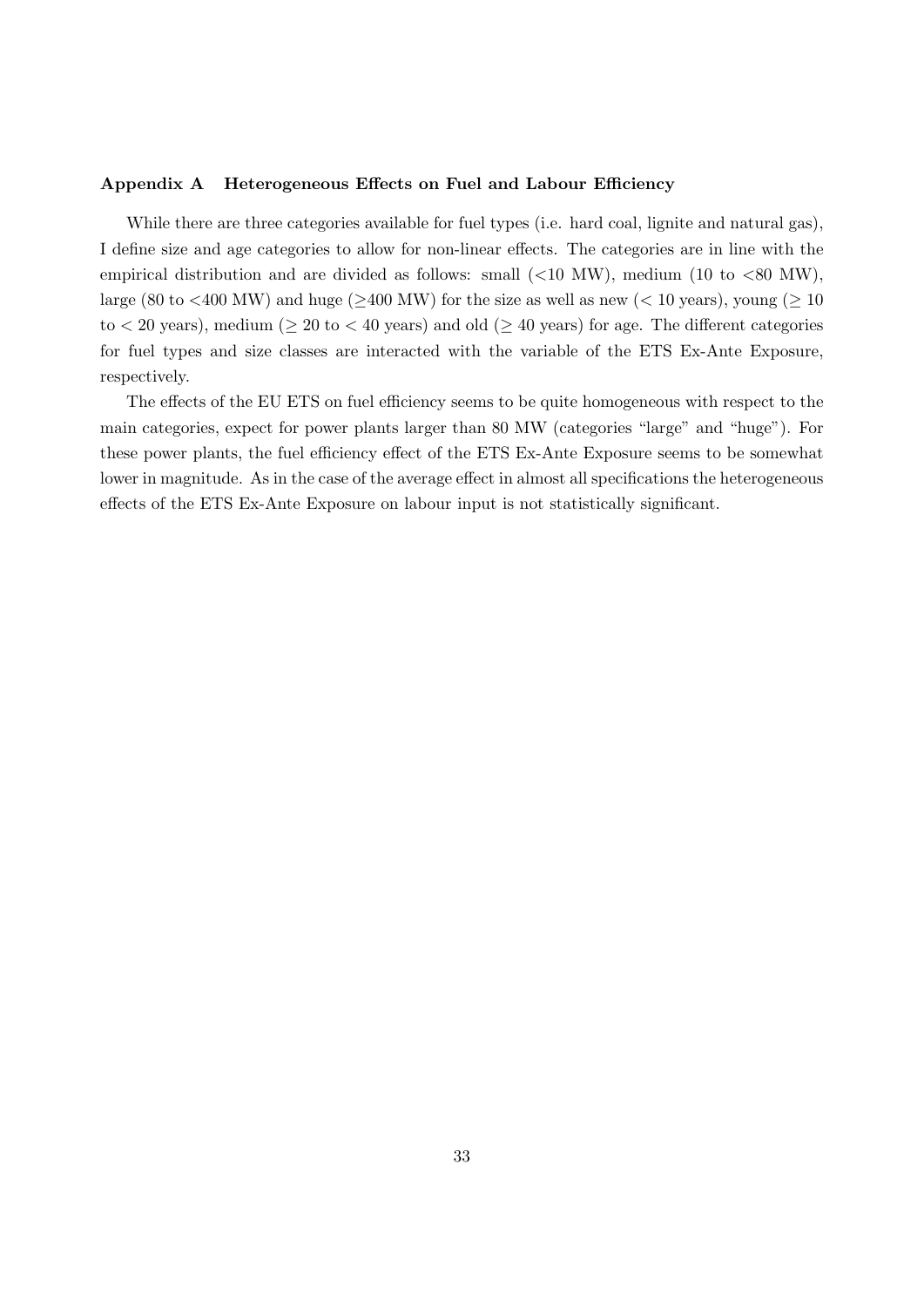## Appendix A Heterogeneous Effects on Fuel and Labour Efficiency

While there are three categories available for fuel types (i.e. hard coal, lignite and natural gas), I define size and age categories to allow for non-linear effects. The categories are in line with the empirical distribution and are divided as follows: small ($<$10 MW), medium (10 to $<$80 MW), large (80 to $<$400 MW) and huge ($\geq$400 MW) for the size as well as new ($<$ 10 years), young ($\geq$ 10 to $<$ 20 years), medium ($\geq$ 20 to $<$ 40 years) and old ($\geq$ 40 years) for age. The different categories for fuel types and size classes are interacted with the variable of the ETS Ex-Ante Exposure, respectively.

The effects of the EU ETS on fuel efficiency seems to be quite homogeneous with respect to the main categories, expect for power plants larger than 80 MW (categories "large" and "huge"). For these power plants, the fuel efficiency effect of the ETS Ex-Ante Exposure seems to be somewhat lower in magnitude. As in the case of the average effect in almost all specifications the heterogeneous effects of the ETS Ex-Ante Exposure on labour input is not statistically significant.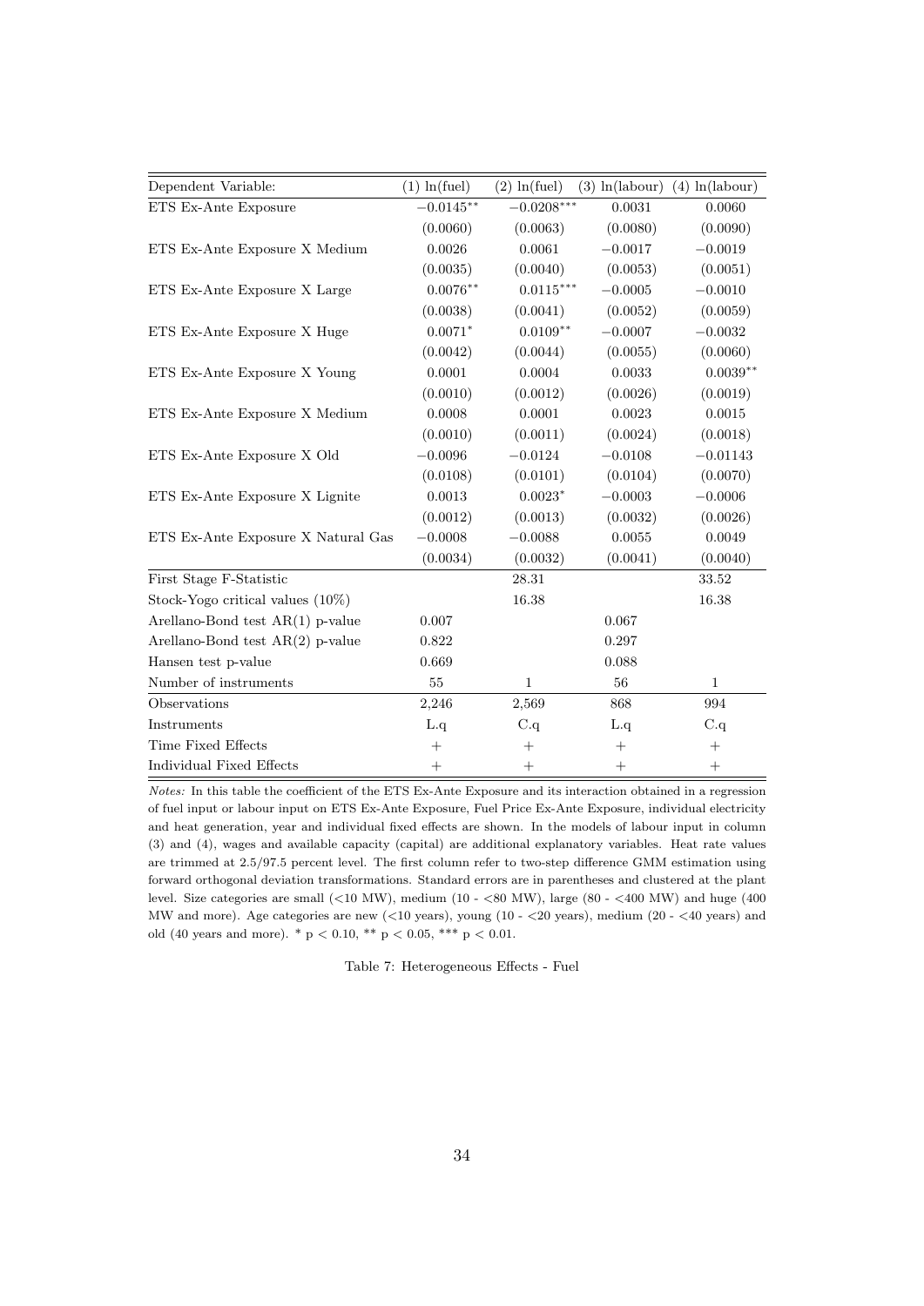| Dependent Variable: | (1) ln(fuel) | (2) ln(fuel) | (3) ln(labour) | (4) ln(labour) |
|---|---|---|---|---|
| ETS Ex-Ante Exposure | $-0.0145^{**}$ | $-0.0208^{***}$ | 0.0031 | 0.0060 |
| | (0.0060) | (0.0063) | (0.0080) | (0.0090) |
| ETS Ex-Ante Exposure X Medium | 0.0026 | 0.0061 | $-0.0017$ | $-0.0019$ |
| | (0.0035) | (0.0040) | (0.0053) | (0.0051) |
| ETS Ex-Ante Exposure X Large | $0.0076^{**}$ | $0.0115^{***}$ | $-0.0005$ | $-0.0010$ |
| | (0.0038) | (0.0041) | (0.0052) | (0.0059) |
| ETS Ex-Ante Exposure X Huge | $0.0071^{*}$ | $0.0109^{**}$ | $-0.0007$ | $-0.0032$ |
| | (0.0042) | (0.0044) | (0.0055) | (0.0060) |
| ETS Ex-Ante Exposure X Young | 0.0001 | 0.0004 | 0.0033 | $0.0039^{**}$ |
| | (0.0010) | (0.0012) | (0.0026) | (0.0019) |
| ETS Ex-Ante Exposure X Medium | 0.0008 | 0.0001 | 0.0023 | 0.0015 |
| | (0.0010) | (0.0011) | (0.0024) | (0.0018) |
| ETS Ex-Ante Exposure X Old | $-0.0096$ | $-0.0124$ | $-0.0108$ | $-0.01143$ |
| | (0.0108) | (0.0101) | (0.0104) | (0.0070) |
| ETS Ex-Ante Exposure X Lignite | 0.0013 | $0.0023^{*}$ | $-0.0003$ | $-0.0006$ |
| | (0.0012) | (0.0013) | (0.0032) | (0.0026) |
| ETS Ex-Ante Exposure X Natural Gas | $-0.0008$ | $-0.0088$ | 0.0055 | 0.0049 |
| | (0.0034) | (0.0032) | (0.0041) | (0.0040) |
| First Stage F-Statistic | | 28.31 | | 33.52 |
| Stock-Yogo critical values (10%) | | 16.38 | | 16.38 |
| Arellano-Bond test AR(1) p-value | 0.007 | | 0.067 | |
| Arellano-Bond test AR(2) p-value | 0.822 | | 0.297 | |
| Hansen test p-value | 0.669 | | 0.088 | |
| Number of instruments | 55 | 1 | 56 | 1 |
| Observations | 2,246 | 2,569 | 868 | 994 |
| Instruments | L.q | C.q | L.q | C.q |
| Time Fixed Effects | + | + | + | + |
| Individual Fixed Effects | + | + | + | + |

*Notes:* In this table the coefficient of the ETS Ex-Ante Exposure and its interaction obtained in a regression of fuel input or labour input on ETS Ex-Ante Exposure, Fuel Price Ex-Ante Exposure, individual electricity and heat generation, year and individual fixed effects are shown. In the models of labour input in column (3) and (4), wages and available capacity (capital) are additional explanatory variables. Heat rate values are trimmed at 2.5/97.5 percent level. The first column refer to two-step difference GMM estimation using forward orthogonal deviation transformations. Standard errors are in parentheses and clustered at the plant level. Size categories are small (<10 MW), medium (10 - <80 MW), large (80 - <400 MW) and huge (400 MW and more). Age categories are new (<10 years), young (10 - <20 years), medium (20 - <40 years) and old (40 years and more). * $p < 0.10$, ** $p < 0.05$, *** $p < 0.01$.

Table 7: Heterogeneous Effects - Fuel